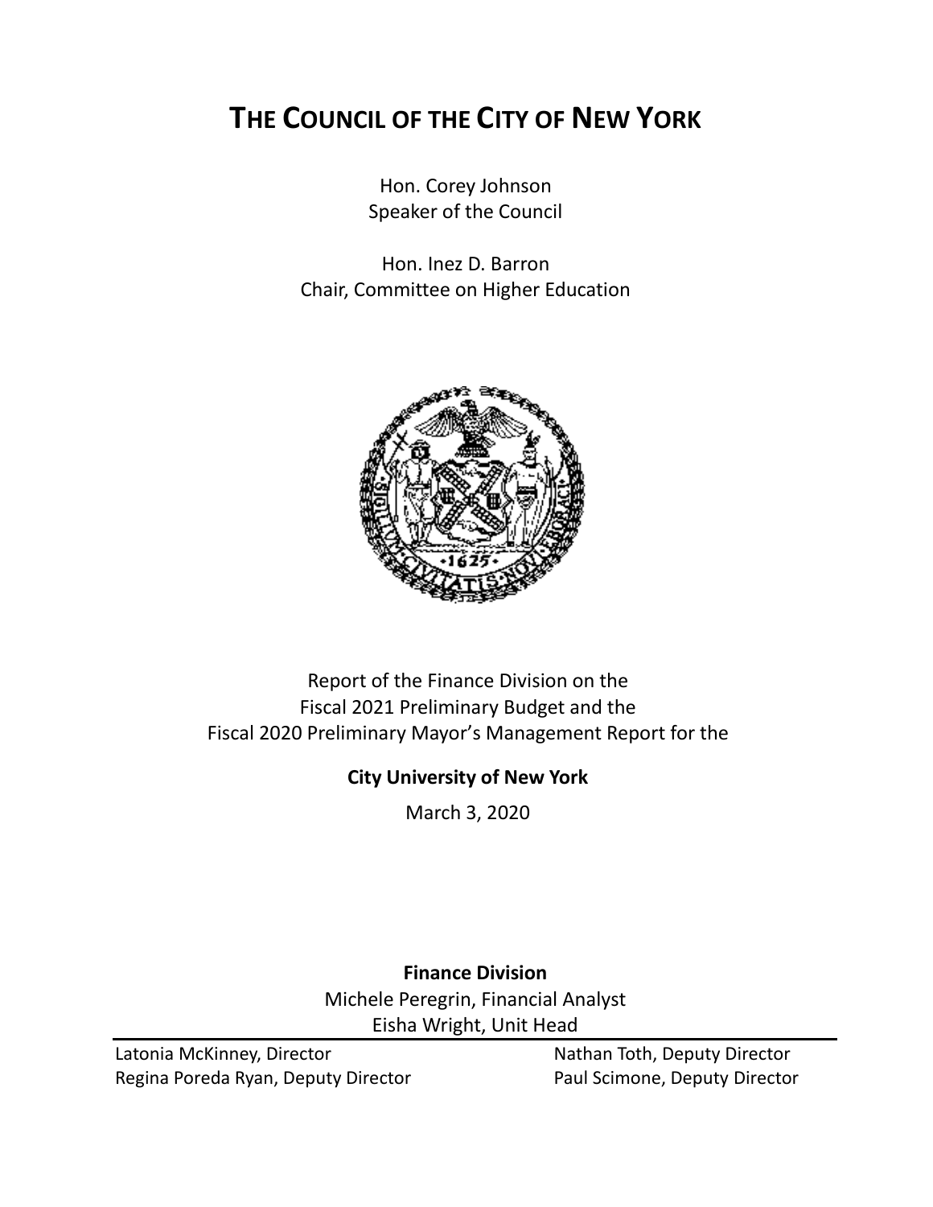# THE COUNCIL OF THE CITY OF NEW YORK

Hon. Corey Johnson
Speaker of the Council

Hon. Inez D. Barron
Chair, Committee on Higher Education

Report of the Finance Division on the
Fiscal 2021 Preliminary Budget and the
Fiscal 2020 Preliminary Mayor's Management Report for the

**City University of New York**

March 3, 2020

**Finance Division**
Michele Peregrin, Financial Analyst
Eisha Wright, Unit Head

Latonia McKinney, Director
Regina Poreda Ryan, Deputy Director
Nathan Toth, Deputy Director
Paul Scimone, Deputy Director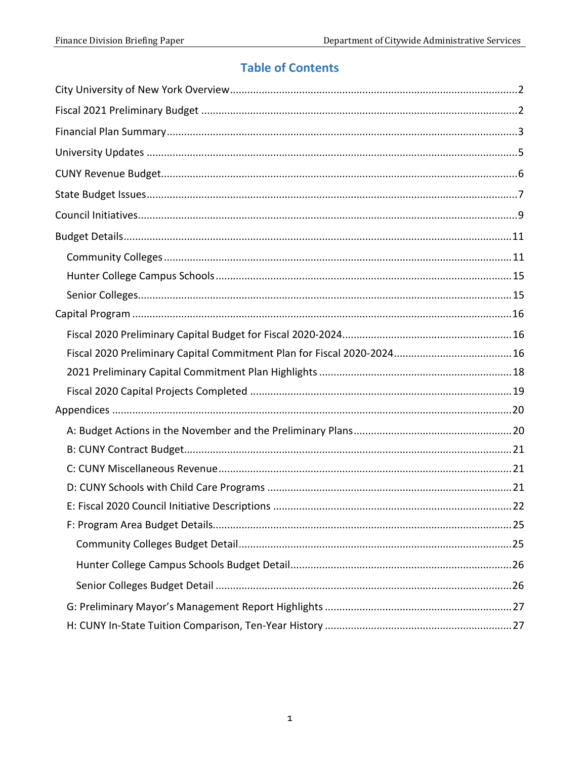## Table of Contents

City University of New York Overview....................2

Fiscal 2021 Preliminary Budget....................2

Financial Plan Summary....................3

University Updates....................5

CUNY Revenue Budget....................6

State Budget Issues....................7

Council Initiatives....................9

Budget Details....................11

- Community Colleges....................11
- Hunter College Campus Schools....................15
- Senior Colleges....................15

Capital Program....................16

- Fiscal 2020 Preliminary Capital Budget for Fiscal 2020-2024....................16
- Fiscal 2020 Preliminary Capital Commitment Plan for Fiscal 2020-2024....................16
- 2021 Preliminary Capital Commitment Plan Highlights....................18
- Fiscal 2020 Capital Projects Completed....................19

Appendices....................20

- A: Budget Actions in the November and the Preliminary Plans....................20
- B: CUNY Contract Budget....................21
- C: CUNY Miscellaneous Revenue....................21
- D: CUNY Schools with Child Care Programs....................21
- E: Fiscal 2020 Council Initiative Descriptions....................22
- F: Program Area Budget Details....................25
  - Community Colleges Budget Detail....................25
  - Hunter College Campus Schools Budget Detail....................26
  - Senior Colleges Budget Detail....................26
- G: Preliminary Mayor's Management Report Highlights....................27
- H: CUNY In-State Tuition Comparison, Ten-Year History....................27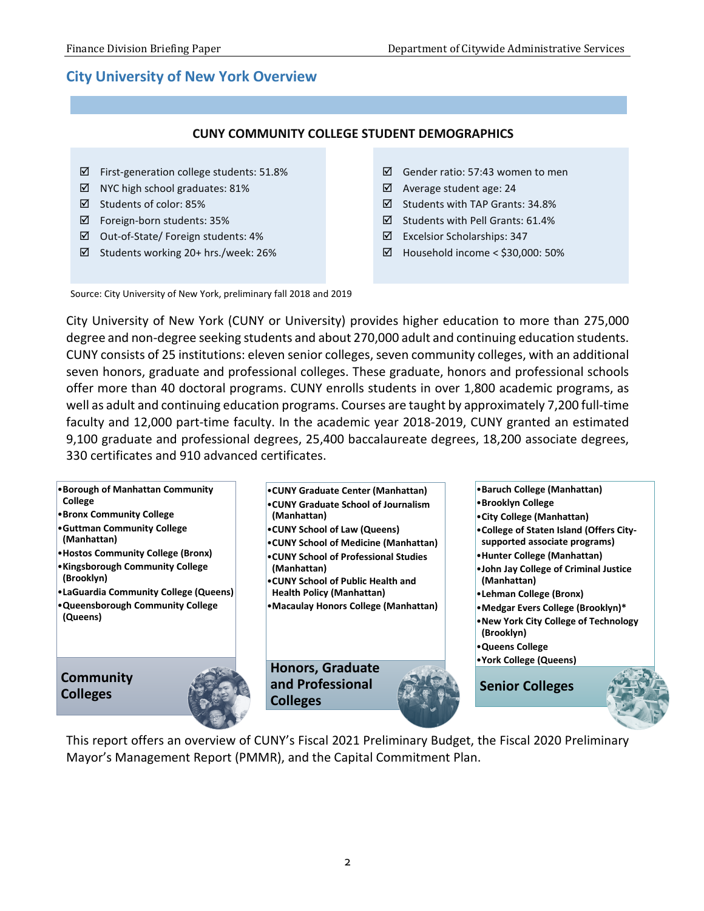## City University of New York Overview

### CUNY COMMUNITY COLLEGE STUDENT DEMOGRAPHICS

- ☑ First-generation college students: 51.8%
- ☑ NYC high school graduates: 81%
- ☑ Students of color: 85%
- ☑ Foreign-born students: 35%
- ☑ Out-of-State/ Foreign students: 4%
- ☑ Students working 20+ hrs./week: 26%
- ☑ Gender ratio: 57:43 women to men
- ☑ Average student age: 24
- ☑ Students with TAP Grants: 34.8%
- ☑ Students with Pell Grants: 61.4%
- ☑ Excelsior Scholarships: 347
- ☑ Household income < $30,000: 50%

Source: City University of New York, preliminary fall 2018 and 2019

City University of New York (CUNY or University) provides higher education to more than 275,000 degree and non-degree seeking students and about 270,000 adult and continuing education students. CUNY consists of 25 institutions: eleven senior colleges, seven community colleges, with an additional seven honors, graduate and professional colleges. These graduate, honors and professional schools offer more than 40 doctoral programs. CUNY enrolls students in over 1,800 academic programs, as well as adult and continuing education programs. Courses are taught by approximately 7,200 full-time faculty and 12,000 part-time faculty. In the academic year 2018-2019, CUNY granted an estimated 9,100 graduate and professional degrees, 25,400 baccalaureate degrees, 18,200 associate degrees, 330 certificates and 910 advanced certificates.

**Community Colleges**

- **Borough of Manhattan Community College**
- **Bronx Community College**
- **Guttman Community College (Manhattan)**
- **Hostos Community College (Bronx)**
- **Kingsborough Community College (Brooklyn)**
- **LaGuardia Community College (Queens)**
- **Queensborough Community College (Queens)**

**Honors, Graduate and Professional Colleges**

- **CUNY Graduate Center (Manhattan)**
- **CUNY Graduate School of Journalism (Manhattan)**
- **CUNY School of Law (Queens)**
- **CUNY School of Medicine (Manhattan)**
- **CUNY School of Professional Studies (Manhattan)**
- **CUNY School of Public Health and Health Policy (Manhattan)**
- **Macaulay Honors College (Manhattan)**

**Senior Colleges**

- **Baruch College (Manhattan)**
- **Brooklyn College**
- **City College (Manhattan)**
- **College of Staten Island (Offers City-supported associate programs)**
- **Hunter College (Manhattan)**
- **John Jay College of Criminal Justice (Manhattan)**
- **Lehman College (Bronx)**
- **Medgar Evers College (Brooklyn)***
- **New York City College of Technology (Brooklyn)**
- **Queens College**
- **York College (Queens)**

This report offers an overview of CUNY's Fiscal 2021 Preliminary Budget, the Fiscal 2020 Preliminary Mayor's Management Report (PMMR), and the Capital Commitment Plan.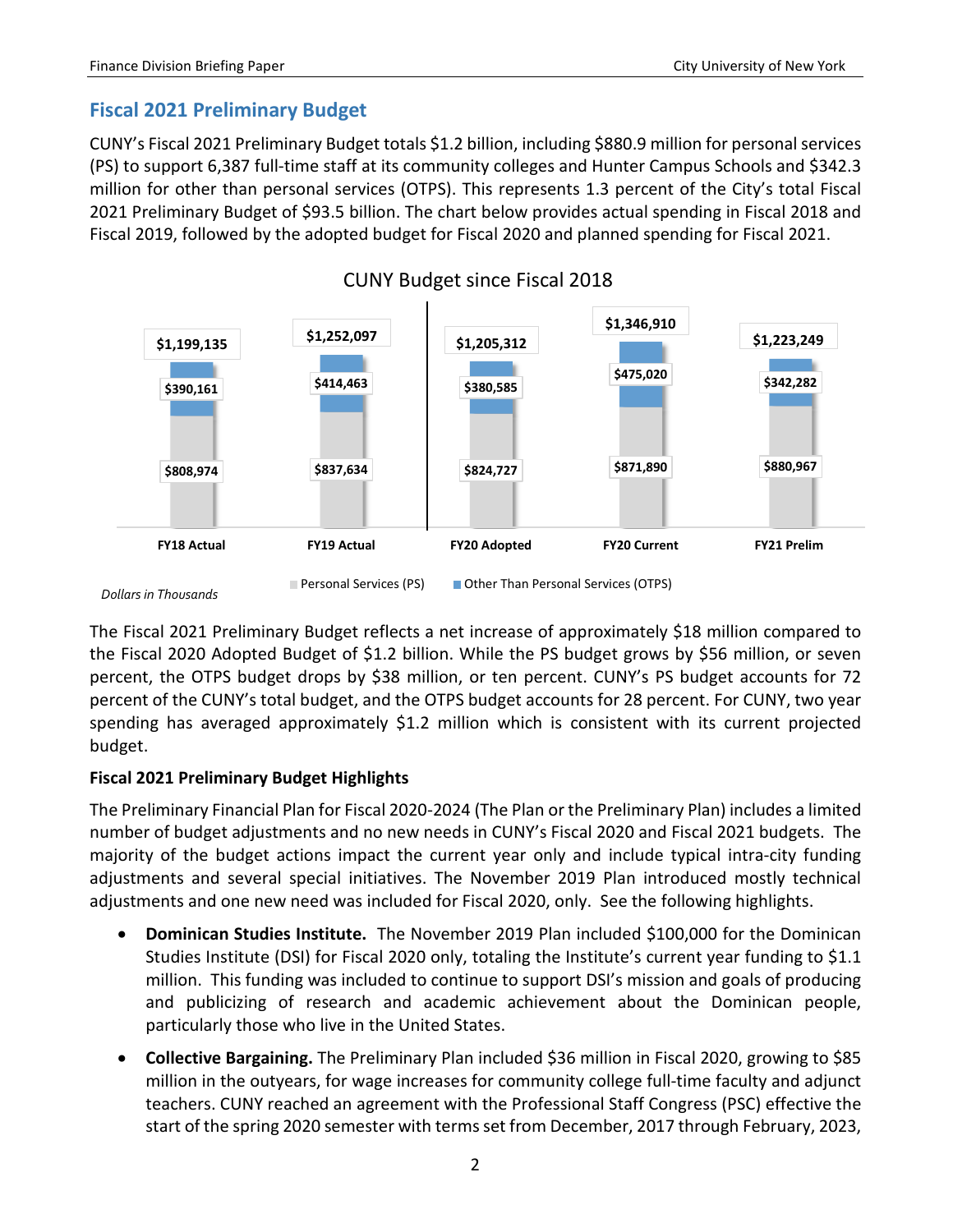## Fiscal 2021 Preliminary Budget

CUNY's Fiscal 2021 Preliminary Budget totals $1.2 billion, including $880.9 million for personal services (PS) to support 6,387 full-time staff at its community colleges and Hunter Campus Schools and $342.3 million for other than personal services (OTPS). This represents 1.3 percent of the City's total Fiscal 2021 Preliminary Budget of $93.5 billion. The chart below provides actual spending in Fiscal 2018 and Fiscal 2019, followed by the adopted budget for Fiscal 2020 and planned spending for Fiscal 2021.

CUNY Budget since Fiscal 2018

FY18 Actual: $1,199,135; $390,161; $808,974

FY19 Actual: $1,252,097; $414,463; $837,634

FY20 Adopted: $1,205,312; $380,585; $824,727

FY20 Current: $1,346,910; $475,020; $871,890

FY21 Prelim: $1,223,249; $342,282; $880,967

Personal Services (PS)

Other Than Personal Services (OTPS)

*Dollars in Thousands*

The Fiscal 2021 Preliminary Budget reflects a net increase of approximately $18 million compared to the Fiscal 2020 Adopted Budget of $1.2 billion. While the PS budget grows by $56 million, or seven percent, the OTPS budget drops by $38 million, or ten percent. CUNY's PS budget accounts for 72 percent of the CUNY's total budget, and the OTPS budget accounts for 28 percent. For CUNY, two year spending has averaged approximately $1.2 million which is consistent with its current projected budget.

### Fiscal 2021 Preliminary Budget Highlights

The Preliminary Financial Plan for Fiscal 2020-2024 (The Plan or the Preliminary Plan) includes a limited number of budget adjustments and no new needs in CUNY's Fiscal 2020 and Fiscal 2021 budgets. The majority of the budget actions impact the current year only and include typical intra-city funding adjustments and several special initiatives. The November 2019 Plan introduced mostly technical adjustments and one new need was included for Fiscal 2020, only. See the following highlights.

- **Dominican Studies Institute.** The November 2019 Plan included $100,000 for the Dominican Studies Institute (DSI) for Fiscal 2020 only, totaling the Institute's current year funding to $1.1 million. This funding was included to continue to support DSI's mission and goals of producing and publicizing of research and academic achievement about the Dominican people, particularly those who live in the United States.
- **Collective Bargaining.** The Preliminary Plan included $36 million in Fiscal 2020, growing to $85 million in the outyears, for wage increases for community college full-time faculty and adjunct teachers. CUNY reached an agreement with the Professional Staff Congress (PSC) effective the start of the spring 2020 semester with terms set from December, 2017 through February, 2023,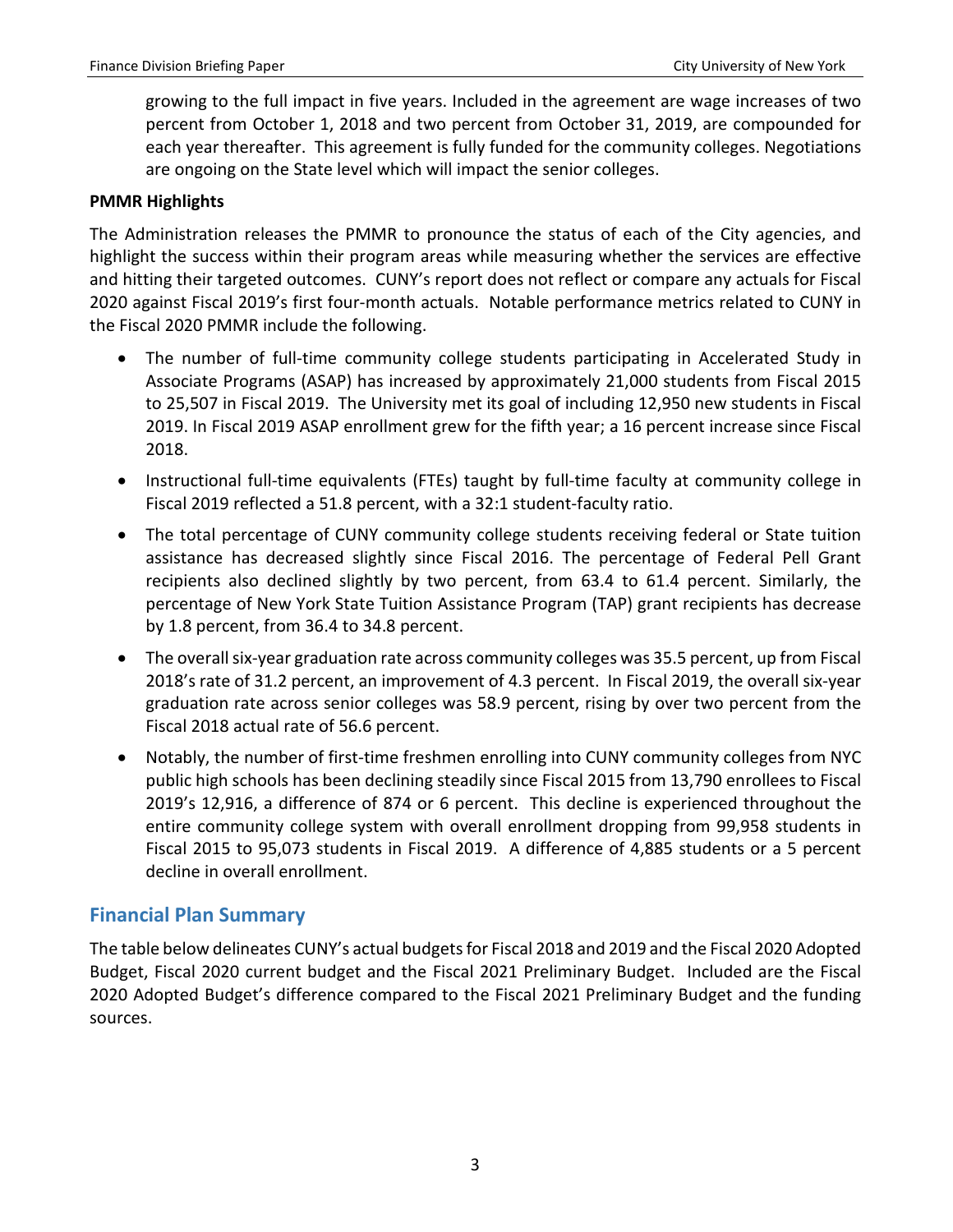growing to the full impact in five years. Included in the agreement are wage increases of two percent from October 1, 2018 and two percent from October 31, 2019, are compounded for each year thereafter. This agreement is fully funded for the community colleges. Negotiations are ongoing on the State level which will impact the senior colleges.

**PMMR Highlights**

The Administration releases the PMMR to pronounce the status of each of the City agencies, and highlight the success within their program areas while measuring whether the services are effective and hitting their targeted outcomes. CUNY's report does not reflect or compare any actuals for Fiscal 2020 against Fiscal 2019's first four-month actuals. Notable performance metrics related to CUNY in the Fiscal 2020 PMMR include the following.

- The number of full-time community college students participating in Accelerated Study in Associate Programs (ASAP) has increased by approximately 21,000 students from Fiscal 2015 to 25,507 in Fiscal 2019. The University met its goal of including 12,950 new students in Fiscal 2019. In Fiscal 2019 ASAP enrollment grew for the fifth year; a 16 percent increase since Fiscal 2018.
- Instructional full-time equivalents (FTEs) taught by full-time faculty at community college in Fiscal 2019 reflected a 51.8 percent, with a 32:1 student-faculty ratio.
- The total percentage of CUNY community college students receiving federal or State tuition assistance has decreased slightly since Fiscal 2016. The percentage of Federal Pell Grant recipients also declined slightly by two percent, from 63.4 to 61.4 percent. Similarly, the percentage of New York State Tuition Assistance Program (TAP) grant recipients has decrease by 1.8 percent, from 36.4 to 34.8 percent.
- The overall six-year graduation rate across community colleges was 35.5 percent, up from Fiscal 2018's rate of 31.2 percent, an improvement of 4.3 percent. In Fiscal 2019, the overall six-year graduation rate across senior colleges was 58.9 percent, rising by over two percent from the Fiscal 2018 actual rate of 56.6 percent.
- Notably, the number of first-time freshmen enrolling into CUNY community colleges from NYC public high schools has been declining steadily since Fiscal 2015 from 13,790 enrollees to Fiscal 2019's 12,916, a difference of 874 or 6 percent. This decline is experienced throughout the entire community college system with overall enrollment dropping from 99,958 students in Fiscal 2015 to 95,073 students in Fiscal 2019. A difference of 4,885 students or a 5 percent decline in overall enrollment.

## Financial Plan Summary

The table below delineates CUNY's actual budgets for Fiscal 2018 and 2019 and the Fiscal 2020 Adopted Budget, Fiscal 2020 current budget and the Fiscal 2021 Preliminary Budget. Included are the Fiscal 2020 Adopted Budget's difference compared to the Fiscal 2021 Preliminary Budget and the funding sources.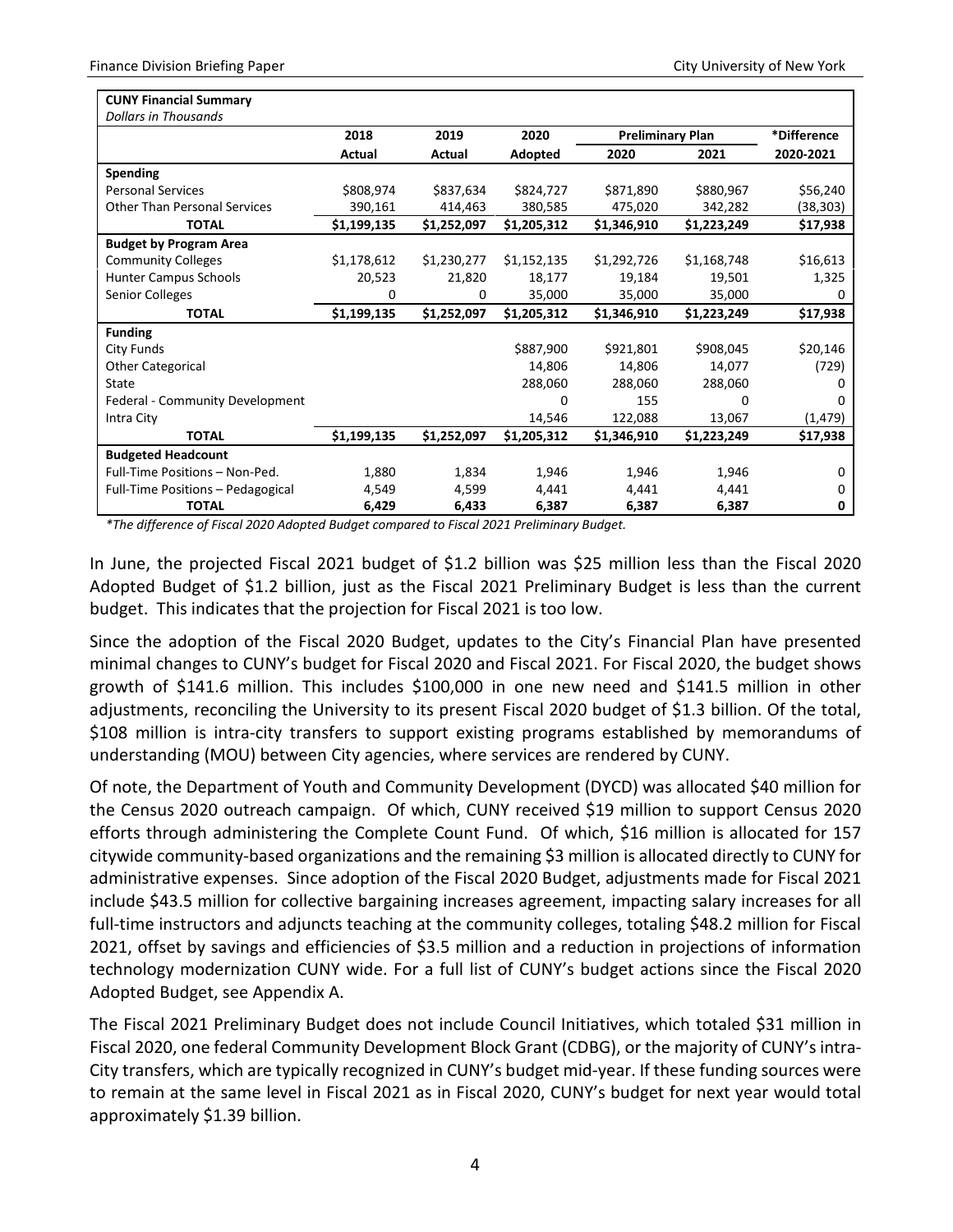| **CUNY Financial Summary** *Dollars in Thousands* | | | | | | |
|---|---|---|---|---|---|---|
| | **2018** | **2019** | **2020** | **Preliminary Plan** | | **\*Difference** |
| | **Actual** | **Actual** | **Adopted** | **2020** | **2021** | **2020-2021** |
| **Spending** | | | | | | |
| Personal Services | $808,974 | $837,634 | $824,727 | $871,890 | $880,967 | $56,240 |
| Other Than Personal Services | 390,161 | 414,463 | 380,585 | 475,020 | 342,282 | (38,303) |
| **TOTAL** | **$1,199,135** | **$1,252,097** | **$1,205,312** | **$1,346,910** | **$1,223,249** | **$17,938** |
| **Budget by Program Area** | | | | | | |
| Community Colleges | $1,178,612 | $1,230,277 | $1,152,135 | $1,292,726 | $1,168,748 | $16,613 |
| Hunter Campus Schools | 20,523 | 21,820 | 18,177 | 19,184 | 19,501 | 1,325 |
| Senior Colleges | 0 | 0 | 35,000 | 35,000 | 35,000 | 0 |
| **TOTAL** | **$1,199,135** | **$1,252,097** | **$1,205,312** | **$1,346,910** | **$1,223,249** | **$17,938** |
| **Funding** | | | | | | |
| City Funds | | | $887,900 | $921,801 | $908,045 | $20,146 |
| Other Categorical | | | 14,806 | 14,806 | 14,077 | (729) |
| State | | | 288,060 | 288,060 | 288,060 | 0 |
| Federal - Community Development | | | 0 | 155 | 0 | 0 |
| Intra City | | | 14,546 | 122,088 | 13,067 | (1,479) |
| **TOTAL** | **$1,199,135** | **$1,252,097** | **$1,205,312** | **$1,346,910** | **$1,223,249** | **$17,938** |
| **Budgeted Headcount** | | | | | | |
| Full-Time Positions – Non-Ped. | 1,880 | 1,834 | 1,946 | 1,946 | 1,946 | 0 |
| Full-Time Positions – Pedagogical | 4,549 | 4,599 | 4,441 | 4,441 | 4,441 | 0 |
| **TOTAL** | **6,429** | **6,433** | **6,387** | **6,387** | **6,387** | **0** |

*\*The difference of Fiscal 2020 Adopted Budget compared to Fiscal 2021 Preliminary Budget.*

In June, the projected Fiscal 2021 budget of $1.2 billion was $25 million less than the Fiscal 2020 Adopted Budget of $1.2 billion, just as the Fiscal 2021 Preliminary Budget is less than the current budget. This indicates that the projection for Fiscal 2021 is too low.

Since the adoption of the Fiscal 2020 Budget, updates to the City's Financial Plan have presented minimal changes to CUNY's budget for Fiscal 2020 and Fiscal 2021. For Fiscal 2020, the budget shows growth of $141.6 million. This includes $100,000 in one new need and $141.5 million in other adjustments, reconciling the University to its present Fiscal 2020 budget of $1.3 billion. Of the total, $108 million is intra-city transfers to support existing programs established by memorandums of understanding (MOU) between City agencies, where services are rendered by CUNY.

Of note, the Department of Youth and Community Development (DYCD) was allocated $40 million for the Census 2020 outreach campaign. Of which, CUNY received $19 million to support Census 2020 efforts through administering the Complete Count Fund. Of which, $16 million is allocated for 157 citywide community-based organizations and the remaining $3 million is allocated directly to CUNY for administrative expenses. Since adoption of the Fiscal 2020 Budget, adjustments made for Fiscal 2021 include $43.5 million for collective bargaining increases agreement, impacting salary increases for all full-time instructors and adjuncts teaching at the community colleges, totaling $48.2 million for Fiscal 2021, offset by savings and efficiencies of $3.5 million and a reduction in projections of information technology modernization CUNY wide. For a full list of CUNY's budget actions since the Fiscal 2020 Adopted Budget, see Appendix A.

The Fiscal 2021 Preliminary Budget does not include Council Initiatives, which totaled $31 million in Fiscal 2020, one federal Community Development Block Grant (CDBG), or the majority of CUNY's intra-City transfers, which are typically recognized in CUNY's budget mid-year. If these funding sources were to remain at the same level in Fiscal 2021 as in Fiscal 2020, CUNY's budget for next year would total approximately $1.39 billion.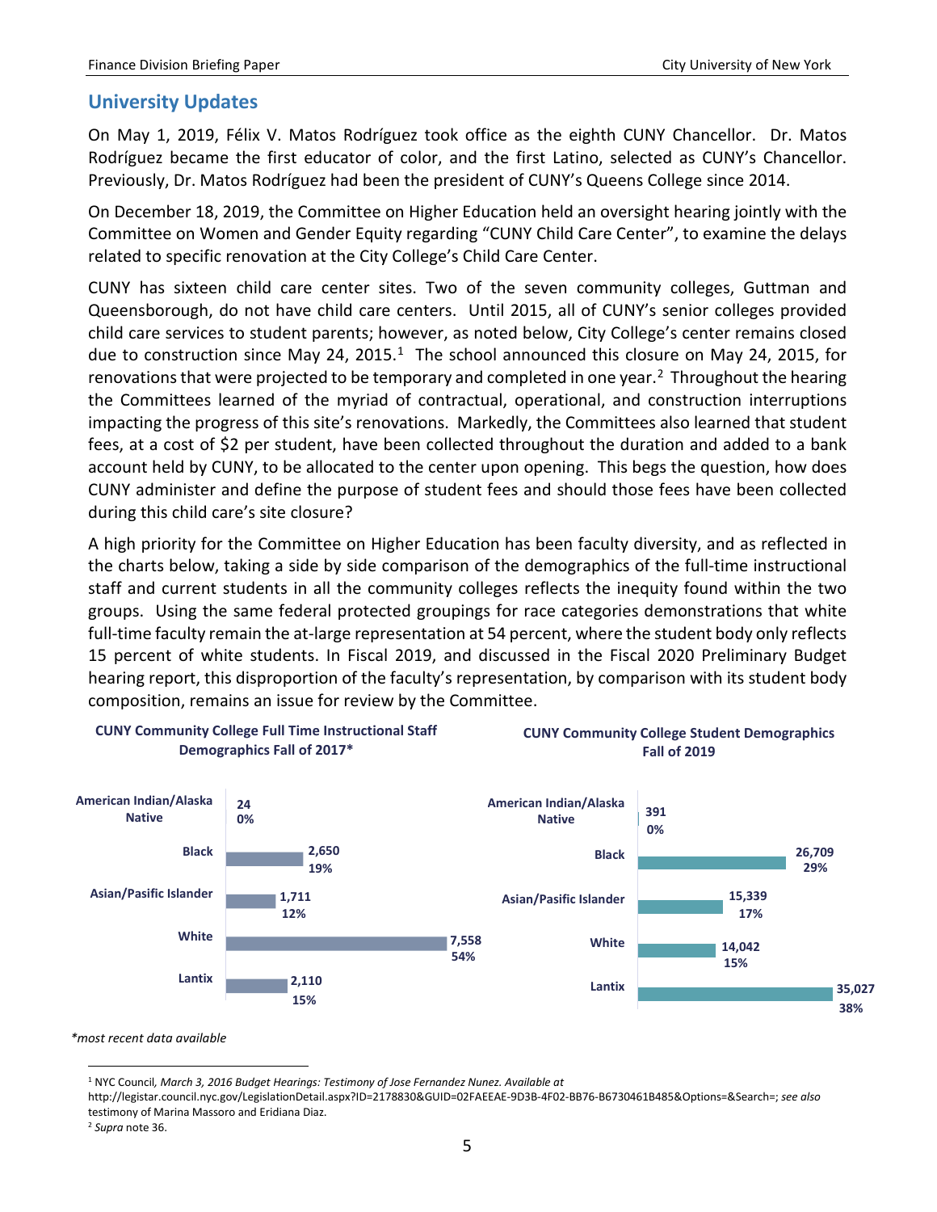## University Updates

On May 1, 2019, Félix V. Matos Rodríguez took office as the eighth CUNY Chancellor. Dr. Matos Rodríguez became the first educator of color, and the first Latino, selected as CUNY's Chancellor. Previously, Dr. Matos Rodríguez had been the president of CUNY's Queens College since 2014.

On December 18, 2019, the Committee on Higher Education held an oversight hearing jointly with the Committee on Women and Gender Equity regarding "CUNY Child Care Center", to examine the delays related to specific renovation at the City College's Child Care Center.

CUNY has sixteen child care center sites. Two of the seven community colleges, Guttman and Queensborough, do not have child care centers. Until 2015, all of CUNY's senior colleges provided child care services to student parents; however, as noted below, City College's center remains closed due to construction since May 24, 2015.[1] The school announced this closure on May 24, 2015, for renovations that were projected to be temporary and completed in one year.[2] Throughout the hearing the Committees learned of the myriad of contractual, operational, and construction interruptions impacting the progress of this site's renovations. Markedly, the Committees also learned that student fees, at a cost of $2 per student, have been collected throughout the duration and added to a bank account held by CUNY, to be allocated to the center upon opening. This begs the question, how does CUNY administer and define the purpose of student fees and should those fees have been collected during this child care's site closure?

A high priority for the Committee on Higher Education has been faculty diversity, and as reflected in the charts below, taking a side by side comparison of the demographics of the full-time instructional staff and current students in all the community colleges reflects the inequity found within the two groups. Using the same federal protected groupings for race categories demonstrations that white full-time faculty remain the at-large representation at 54 percent, where the student body only reflects 15 percent of white students. In Fiscal 2019, and discussed in the Fiscal 2020 Preliminary Budget hearing report, this disproportion of the faculty's representation, by comparison with its student body composition, remains an issue for review by the Committee.

**CUNY Community College Full Time Instructional Staff Demographics Fall of 2017***

| Group | Number | Percent |
|---|---|---|
| American Indian/Alaska Native | 24 | 0% |
| Black | 2,650 | 19% |
| Asian/Pasific Islander | 1,711 | 12% |
| White | 7,558 | 54% |
| Lantix | 2,110 | 15% |

**CUNY Community College Student Demographics Fall of 2019**

| Group | Number | Percent |
|---|---|---|
| American Indian/Alaska Native | 391 | 0% |
| Black | 26,709 | 29% |
| Asian/Pasific Islander | 15,339 | 17% |
| White | 14,042 | 15% |
| Lantix | 35,027 | 38% |

**most recent data available*

---

[1] NYC Council, *March 3, 2016 Budget Hearings: Testimony of Jose Fernandez Nunez. Available at* http://legistar.council.nyc.gov/LegislationDetail.aspx?ID=2178830&GUID=02FAEEAE-9D3B-4F02-BB76-B6730461B485&Options=&Search=; *see also* testimony of Marina Massoro and Eridiana Diaz.

[2] *Supra* note 36.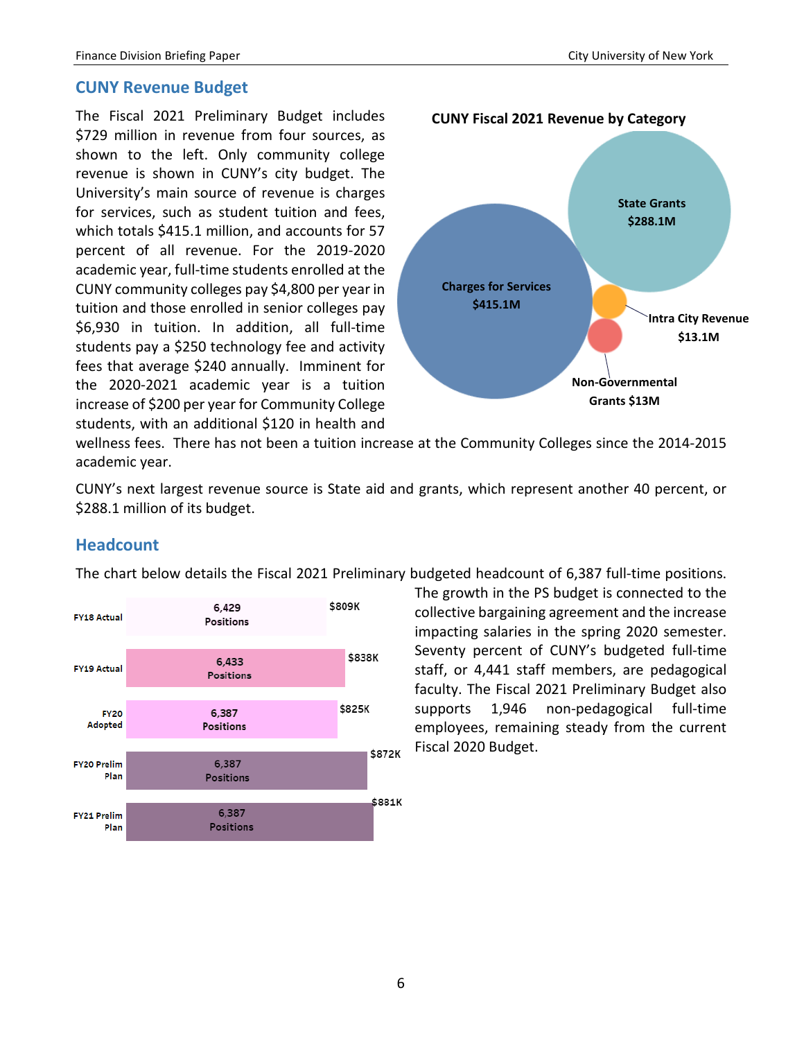## CUNY Revenue Budget

The Fiscal 2021 Preliminary Budget includes $729 million in revenue from four sources, as shown to the left. Only community college revenue is shown in CUNY's city budget. The University's main source of revenue is charges for services, such as student tuition and fees, which totals $415.1 million, and accounts for 57 percent of all revenue. For the 2019-2020 academic year, full-time students enrolled at the CUNY community colleges pay $4,800 per year in tuition and those enrolled in senior colleges pay $6,930 in tuition. In addition, all full-time students pay a $250 technology fee and activity fees that average $240 annually. Imminent for the 2020-2021 academic year is a tuition increase of $200 per year for Community College students, with an additional $120 in health and wellness fees. There has not been a tuition increase at the Community Colleges since the 2014-2015 academic year.

**CUNY Fiscal 2021 Revenue by Category**

Charges for Services $415.1M

State Grants $288.1M

Intra City Revenue $13.1M

Non-Governmental Grants $13M

CUNY's next largest revenue source is State aid and grants, which represent another 40 percent, or $288.1 million of its budget.

## Headcount

The chart below details the Fiscal 2021 Preliminary budgeted headcount of 6,387 full-time positions.

FY18 Actual 6,429 Positions $809K

FY19 Actual 6,433 Positions $838K

FY20 Adopted 6,387 Positions $825K

FY20 Prelim Plan 6,387 Positions $872K

FY21 Prelim Plan 6,387 Positions $881K

The growth in the PS budget is connected to the collective bargaining agreement and the increase impacting salaries in the spring 2020 semester. Seventy percent of CUNY's budgeted full-time staff, or 4,441 staff members, are pedagogical faculty. The Fiscal 2021 Preliminary Budget also supports 1,946 non-pedagogical full-time employees, remaining steady from the current Fiscal 2020 Budget.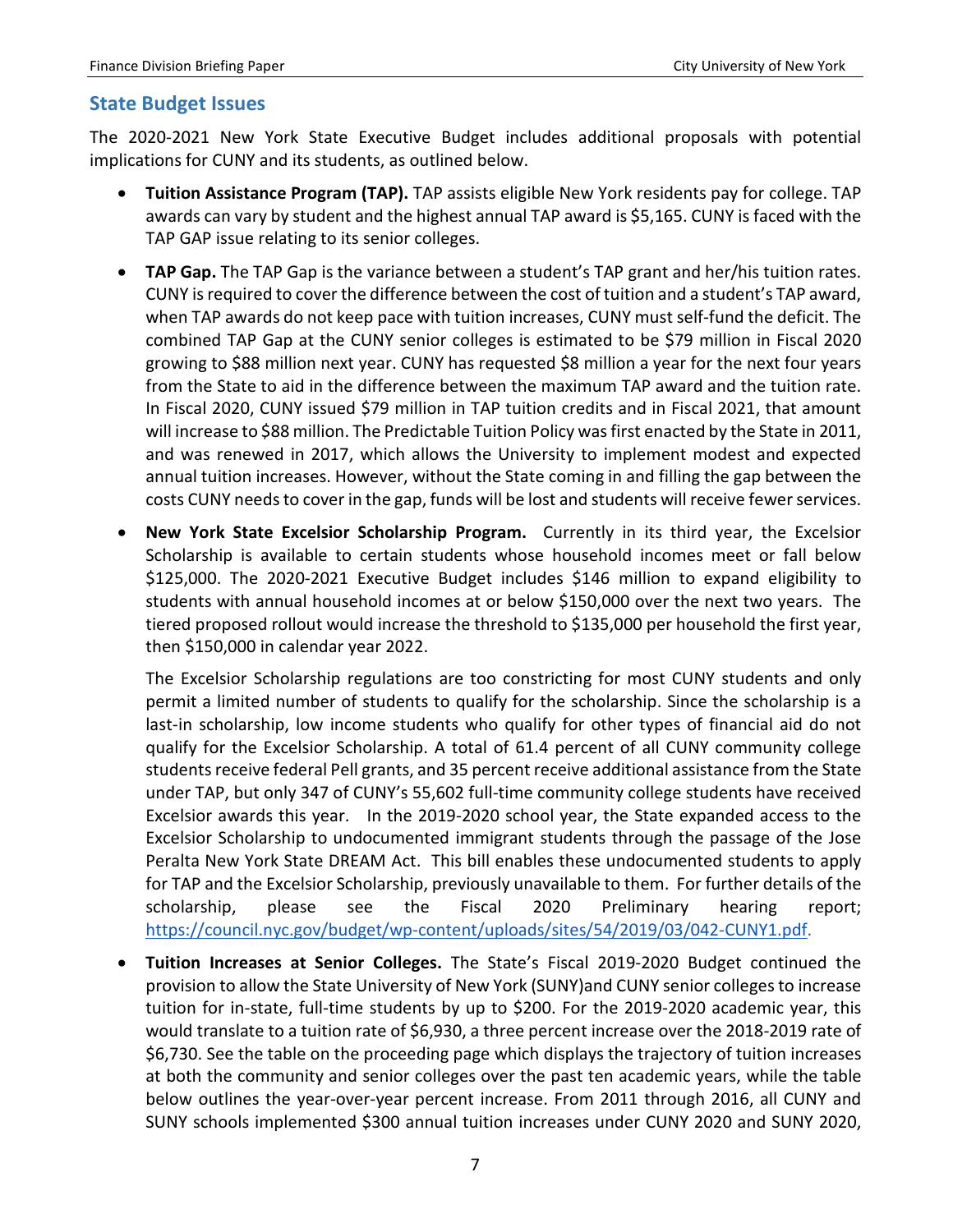## State Budget Issues

The 2020-2021 New York State Executive Budget includes additional proposals with potential implications for CUNY and its students, as outlined below.

- **Tuition Assistance Program (TAP).** TAP assists eligible New York residents pay for college. TAP awards can vary by student and the highest annual TAP award is $5,165. CUNY is faced with the TAP GAP issue relating to its senior colleges.

- **TAP Gap.** The TAP Gap is the variance between a student's TAP grant and her/his tuition rates. CUNY is required to cover the difference between the cost of tuition and a student's TAP award, when TAP awards do not keep pace with tuition increases, CUNY must self-fund the deficit. The combined TAP Gap at the CUNY senior colleges is estimated to be $79 million in Fiscal 2020 growing to $88 million next year. CUNY has requested $8 million a year for the next four years from the State to aid in the difference between the maximum TAP award and the tuition rate. In Fiscal 2020, CUNY issued $79 million in TAP tuition credits and in Fiscal 2021, that amount will increase to $88 million. The Predictable Tuition Policy was first enacted by the State in 2011, and was renewed in 2017, which allows the University to implement modest and expected annual tuition increases. However, without the State coming in and filling the gap between the costs CUNY needs to cover in the gap, funds will be lost and students will receive fewer services.

- **New York State Excelsior Scholarship Program.** Currently in its third year, the Excelsior Scholarship is available to certain students whose household incomes meet or fall below $125,000. The 2020-2021 Executive Budget includes $146 million to expand eligibility to students with annual household incomes at or below $150,000 over the next two years. The tiered proposed rollout would increase the threshold to $135,000 per household the first year, then $150,000 in calendar year 2022.

  The Excelsior Scholarship regulations are too constricting for most CUNY students and only permit a limited number of students to qualify for the scholarship. Since the scholarship is a last-in scholarship, low income students who qualify for other types of financial aid do not qualify for the Excelsior Scholarship. A total of 61.4 percent of all CUNY community college students receive federal Pell grants, and 35 percent receive additional assistance from the State under TAP, but only 347 of CUNY's 55,602 full-time community college students have received Excelsior awards this year. In the 2019-2020 school year, the State expanded access to the Excelsior Scholarship to undocumented immigrant students through the passage of the Jose Peralta New York State DREAM Act. This bill enables these undocumented students to apply for TAP and the Excelsior Scholarship, previously unavailable to them. For further details of the scholarship, please see the Fiscal 2020 Preliminary hearing report; https://council.nyc.gov/budget/wp-content/uploads/sites/54/2019/03/042-CUNY1.pdf.

- **Tuition Increases at Senior Colleges.** The State's Fiscal 2019-2020 Budget continued the provision to allow the State University of New York (SUNY)and CUNY senior colleges to increase tuition for in-state, full-time students by up to $200. For the 2019-2020 academic year, this would translate to a tuition rate of $6,930, a three percent increase over the 2018-2019 rate of $6,730. See the table on the proceeding page which displays the trajectory of tuition increases at both the community and senior colleges over the past ten academic years, while the table below outlines the year-over-year percent increase. From 2011 through 2016, all CUNY and SUNY schools implemented $300 annual tuition increases under CUNY 2020 and SUNY 2020,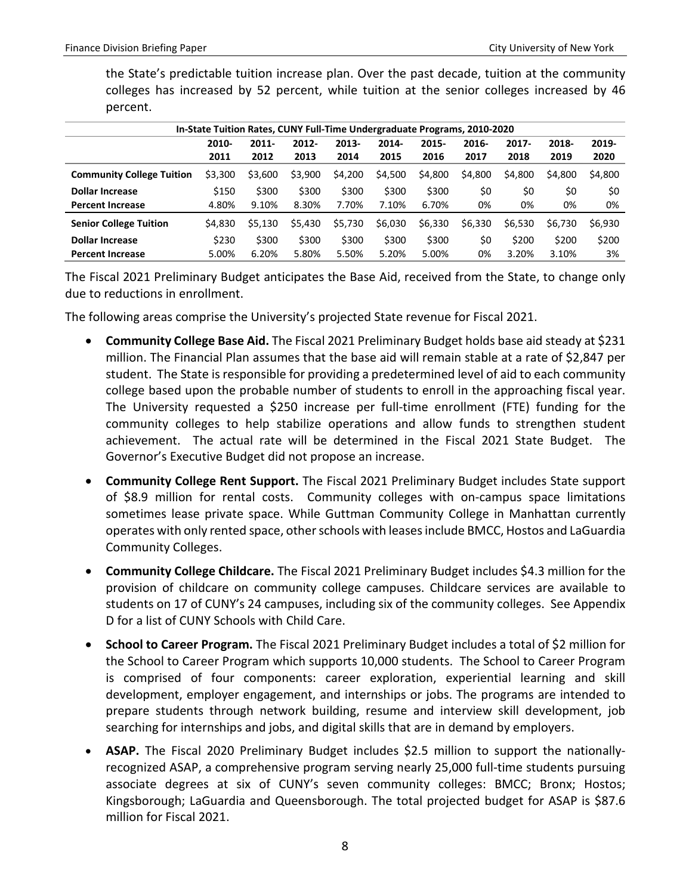the State's predictable tuition increase plan. Over the past decade, tuition at the community colleges has increased by 52 percent, while tuition at the senior colleges increased by 46 percent.

| In-State Tuition Rates, CUNY Full-Time Undergraduate Programs, 2010-2020 | | | | | | | | | | |
|---|---|---|---|---|---|---|---|---|---|---|
| | 2010-2011 | 2011-2012 | 2012-2013 | 2013-2014 | 2014-2015 | 2015-2016 | 2016-2017 | 2017-2018 | 2018-2019 | 2019-2020 |
| **Community College Tuition** | $3,300 | $3,600 | $3,900 | $4,200 | $4,500 | $4,800 | $4,800 | $4,800 | $4,800 | $4,800 |
| **Dollar Increase** | $150 | $300 | $300 | $300 | $300 | $300 | $0 | $0 | $0 | $0 |
| **Percent Increase** | 4.80% | 9.10% | 8.30% | 7.70% | 7.10% | 6.70% | 0% | 0% | 0% | 0% |
| **Senior College Tuition** | $4,830 | $5,130 | $5,430 | $5,730 | $6,030 | $6,330 | $6,330 | $6,530 | $6,730 | $6,930 |
| **Dollar Increase** | $230 | $300 | $300 | $300 | $300 | $300 | $0 | $200 | $200 | $200 |
| **Percent Increase** | 5.00% | 6.20% | 5.80% | 5.50% | 5.20% | 5.00% | 0% | 3.20% | 3.10% | 3% |

The Fiscal 2021 Preliminary Budget anticipates the Base Aid, received from the State, to change only due to reductions in enrollment.

The following areas comprise the University's projected State revenue for Fiscal 2021.

- **Community College Base Aid.** The Fiscal 2021 Preliminary Budget holds base aid steady at $231 million. The Financial Plan assumes that the base aid will remain stable at a rate of $2,847 per student. The State is responsible for providing a predetermined level of aid to each community college based upon the probable number of students to enroll in the approaching fiscal year. The University requested a $250 increase per full-time enrollment (FTE) funding for the community colleges to help stabilize operations and allow funds to strengthen student achievement. The actual rate will be determined in the Fiscal 2021 State Budget. The Governor's Executive Budget did not propose an increase.
- **Community College Rent Support.** The Fiscal 2021 Preliminary Budget includes State support of $8.9 million for rental costs. Community colleges with on-campus space limitations sometimes lease private space. While Guttman Community College in Manhattan currently operates with only rented space, other schools with leases include BMCC, Hostos and LaGuardia Community Colleges.
- **Community College Childcare.** The Fiscal 2021 Preliminary Budget includes $4.3 million for the provision of childcare on community college campuses. Childcare services are available to students on 17 of CUNY's 24 campuses, including six of the community colleges. See Appendix D for a list of CUNY Schools with Child Care.
- **School to Career Program.** The Fiscal 2021 Preliminary Budget includes a total of $2 million for the School to Career Program which supports 10,000 students. The School to Career Program is comprised of four components: career exploration, experiential learning and skill development, employer engagement, and internships or jobs. The programs are intended to prepare students through network building, resume and interview skill development, job searching for internships and jobs, and digital skills that are in demand by employers.
- **ASAP.** The Fiscal 2020 Preliminary Budget includes $2.5 million to support the nationally-recognized ASAP, a comprehensive program serving nearly 25,000 full-time students pursuing associate degrees at six of CUNY's seven community colleges: BMCC; Bronx; Hostos; Kingsborough; LaGuardia and Queensborough. The total projected budget for ASAP is $87.6 million for Fiscal 2021.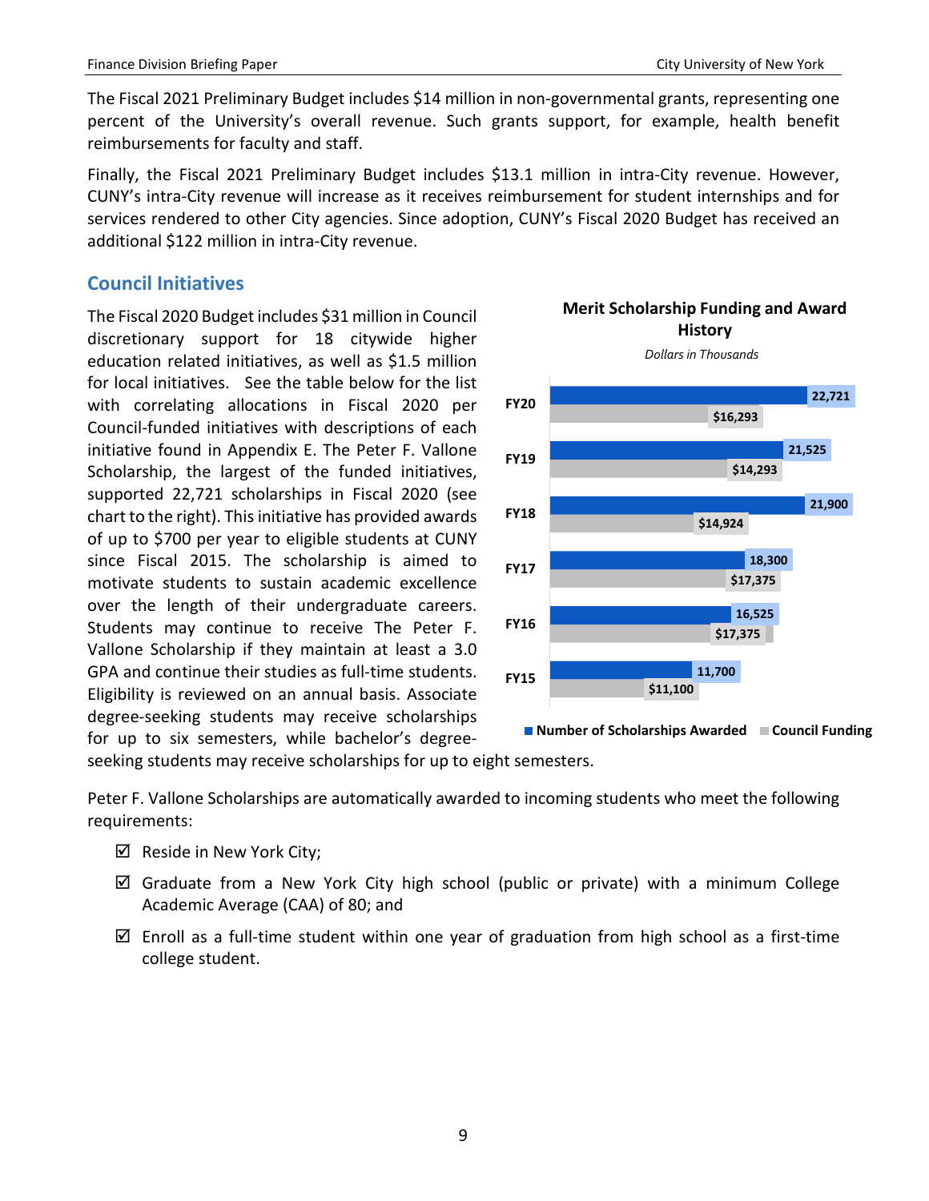The Fiscal 2021 Preliminary Budget includes $14 million in non-governmental grants, representing one percent of the University's overall revenue. Such grants support, for example, health benefit reimbursements for faculty and staff.

Finally, the Fiscal 2021 Preliminary Budget includes $13.1 million in intra-City revenue. However, CUNY's intra-City revenue will increase as it receives reimbursement for student internships and for services rendered to other City agencies. Since adoption, CUNY's Fiscal 2020 Budget has received an additional $122 million in intra-City revenue.

## Council Initiatives

The Fiscal 2020 Budget includes $31 million in Council discretionary support for 18 citywide higher education related initiatives, as well as $1.5 million for local initiatives. See the table below for the list with correlating allocations in Fiscal 2020 per Council-funded initiatives with descriptions of each initiative found in Appendix E. The Peter F. Vallone Scholarship, the largest of the funded initiatives, supported 22,721 scholarships in Fiscal 2020 (see chart to the right). This initiative has provided awards of up to $700 per year to eligible students at CUNY since Fiscal 2015. The scholarship is aimed to motivate students to sustain academic excellence over the length of their undergraduate careers. Students may continue to receive The Peter F. Vallone Scholarship if they maintain at least a 3.0 GPA and continue their studies as full-time students. Eligibility is reviewed on an annual basis. Associate degree-seeking students may receive scholarships for up to six semesters, while bachelor's degree-seeking students may receive scholarships for up to eight semesters.

**Merit Scholarship Funding and Award History**

*Dollars in Thousands*

| | Number of Scholarships Awarded | Council Funding |
|---|---|---|
| FY20 | 22,721 | $16,293 |
| FY19 | 21,525 | $14,293 |
| FY18 | 21,900 | $14,924 |
| FY17 | 18,300 | $17,375 |
| FY16 | 16,525 | $17,375 |
| FY15 | 11,700 | $11,100 |

Peter F. Vallone Scholarships are automatically awarded to incoming students who meet the following requirements:

- ☑ Reside in New York City;
- ☑ Graduate from a New York City high school (public or private) with a minimum College Academic Average (CAA) of 80; and
- ☑ Enroll as a full-time student within one year of graduation from high school as a first-time college student.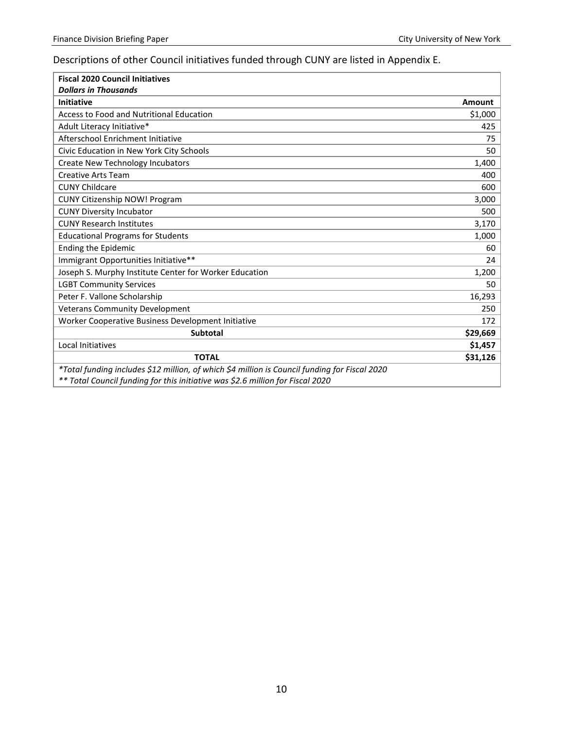Descriptions of other Council initiatives funded through CUNY are listed in Appendix E.

| **Fiscal 2020 Council Initiatives** *Dollars in Thousands* | |
|---|---|
| **Initiative** | **Amount** |
| Access to Food and Nutritional Education | $1,000 |
| Adult Literacy Initiative* | 425 |
| Afterschool Enrichment Initiative | 75 |
| Civic Education in New York City Schools | 50 |
| Create New Technology Incubators | 1,400 |
| Creative Arts Team | 400 |
| CUNY Childcare | 600 |
| CUNY Citizenship NOW! Program | 3,000 |
| CUNY Diversity Incubator | 500 |
| CUNY Research Institutes | 3,170 |
| Educational Programs for Students | 1,000 |
| Ending the Epidemic | 60 |
| Immigrant Opportunities Initiative** | 24 |
| Joseph S. Murphy Institute Center for Worker Education | 1,200 |
| LGBT Community Services | 50 |
| Peter F. Vallone Scholarship | 16,293 |
| Veterans Community Development | 250 |
| Worker Cooperative Business Development Initiative | 172 |
| **Subtotal** | **$29,669** |
| Local Initiatives | **$1,457** |
| **TOTAL** | **$31,126** |

*\*Total funding includes $12 million, of which $4 million is Council funding for Fiscal 2020*
*\*\* Total Council funding for this initiative was $2.6 million for Fiscal 2020*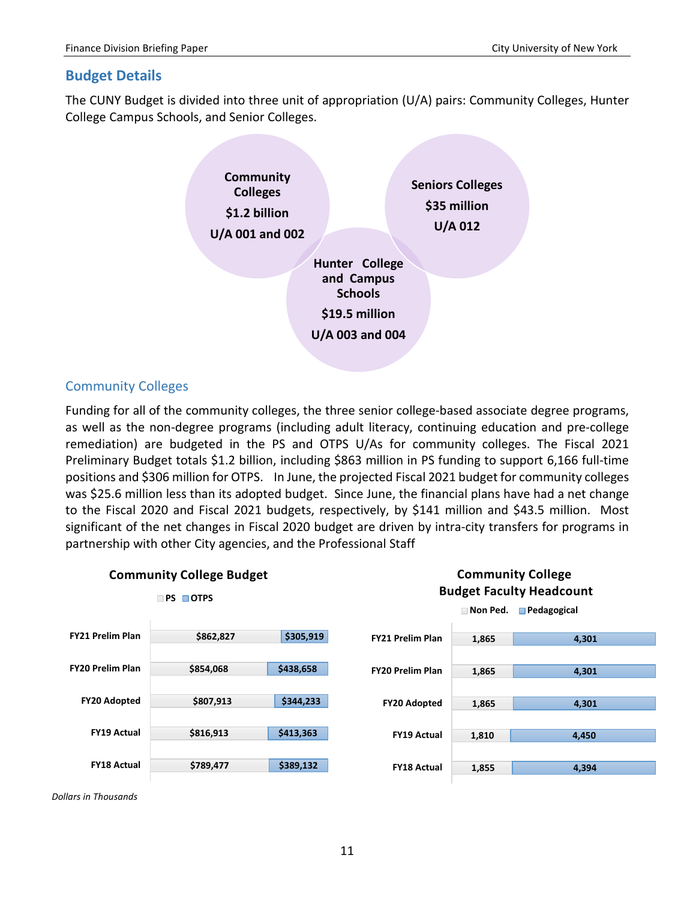## Budget Details

The CUNY Budget is divided into three unit of appropriation (U/A) pairs: Community Colleges, Hunter College Campus Schools, and Senior Colleges.

**Community Colleges**
**$1.2 billion**
**U/A 001 and 002**

**Seniors Colleges**
**$35 million**
**U/A 012**

**Hunter College and Campus Schools**
**$19.5 million**
**U/A 003 and 004**

### Community Colleges

Funding for all of the community colleges, the three senior college-based associate degree programs, as well as the non-degree programs (including adult literacy, continuing education and pre-college remediation) are budgeted in the PS and OTPS U/As for community colleges. The Fiscal 2021 Preliminary Budget totals $1.2 billion, including $863 million in PS funding to support 6,166 full-time positions and $306 million for OTPS. In June, the projected Fiscal 2021 budget for community colleges was $25.6 million less than its adopted budget. Since June, the financial plans have had a net change to the Fiscal 2020 and Fiscal 2021 budgets, respectively, by $141 million and $43.5 million. Most significant of the net changes in Fiscal 2020 budget are driven by intra-city transfers for programs in partnership with other City agencies, and the Professional Staff

**Community College Budget**

| | PS | OTPS |
|---|---|---|
| FY21 Prelim Plan | $862,827 | $305,919 |
| FY20 Prelim Plan | $854,068 | $438,658 |
| FY20 Adopted | $807,913 | $344,233 |
| FY19 Actual | $816,913 | $413,363 |
| FY18 Actual | $789,477 | $389,132 |

*Dollars in Thousands*

**Community College Budget Faculty Headcount**

| | Non Ped. | Pedagogical |
|---|---|---|
| FY21 Prelim Plan | 1,865 | 4,301 |
| FY20 Prelim Plan | 1,865 | 4,301 |
| FY20 Adopted | 1,865 | 4,301 |
| FY19 Actual | 1,810 | 4,450 |
| FY18 Actual | 1,855 | 4,394 |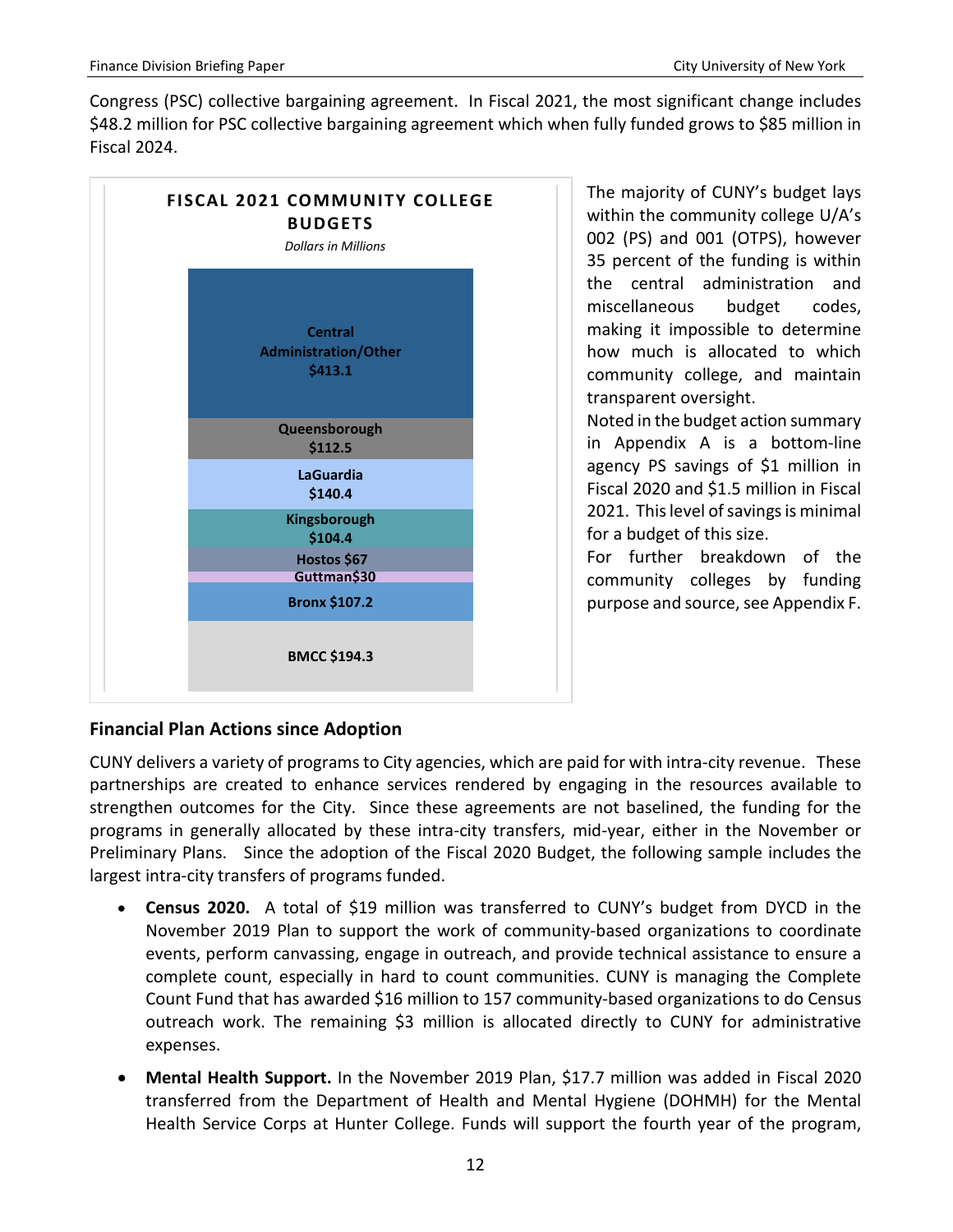Congress (PSC) collective bargaining agreement. In Fiscal 2021, the most significant change includes $48.2 million for PSC collective bargaining agreement which when fully funded grows to $85 million in Fiscal 2024.

**FISCAL 2021 COMMUNITY COLLEGE BUDGETS**

*Dollars in Millions*

Central Administration/Other $413.1

Queensborough $112.5

LaGuardia $140.4

Kingsborough $104.4

Hostos $67

Guttman$30

Bronx $107.2

BMCC $194.3

The majority of CUNY's budget lays within the community college U/A's 002 (PS) and 001 (OTPS), however 35 percent of the funding is within the central administration and miscellaneous budget codes, making it impossible to determine how much is allocated to which community college, and maintain transparent oversight.

Noted in the budget action summary in Appendix A is a bottom-line agency PS savings of $1 million in Fiscal 2020 and $1.5 million in Fiscal 2021. This level of savings is minimal for a budget of this size.

For further breakdown of the community colleges by funding purpose and source, see Appendix F.

## Financial Plan Actions since Adoption

CUNY delivers a variety of programs to City agencies, which are paid for with intra-city revenue. These partnerships are created to enhance services rendered by engaging in the resources available to strengthen outcomes for the City. Since these agreements are not baselined, the funding for the programs in generally allocated by these intra-city transfers, mid-year, either in the November or Preliminary Plans. Since the adoption of the Fiscal 2020 Budget, the following sample includes the largest intra-city transfers of programs funded.

- **Census 2020.** A total of $19 million was transferred to CUNY's budget from DYCD in the November 2019 Plan to support the work of community-based organizations to coordinate events, perform canvassing, engage in outreach, and provide technical assistance to ensure a complete count, especially in hard to count communities. CUNY is managing the Complete Count Fund that has awarded $16 million to 157 community-based organizations to do Census outreach work. The remaining $3 million is allocated directly to CUNY for administrative expenses.
- **Mental Health Support.** In the November 2019 Plan, $17.7 million was added in Fiscal 2020 transferred from the Department of Health and Mental Hygiene (DOHMH) for the Mental Health Service Corps at Hunter College. Funds will support the fourth year of the program,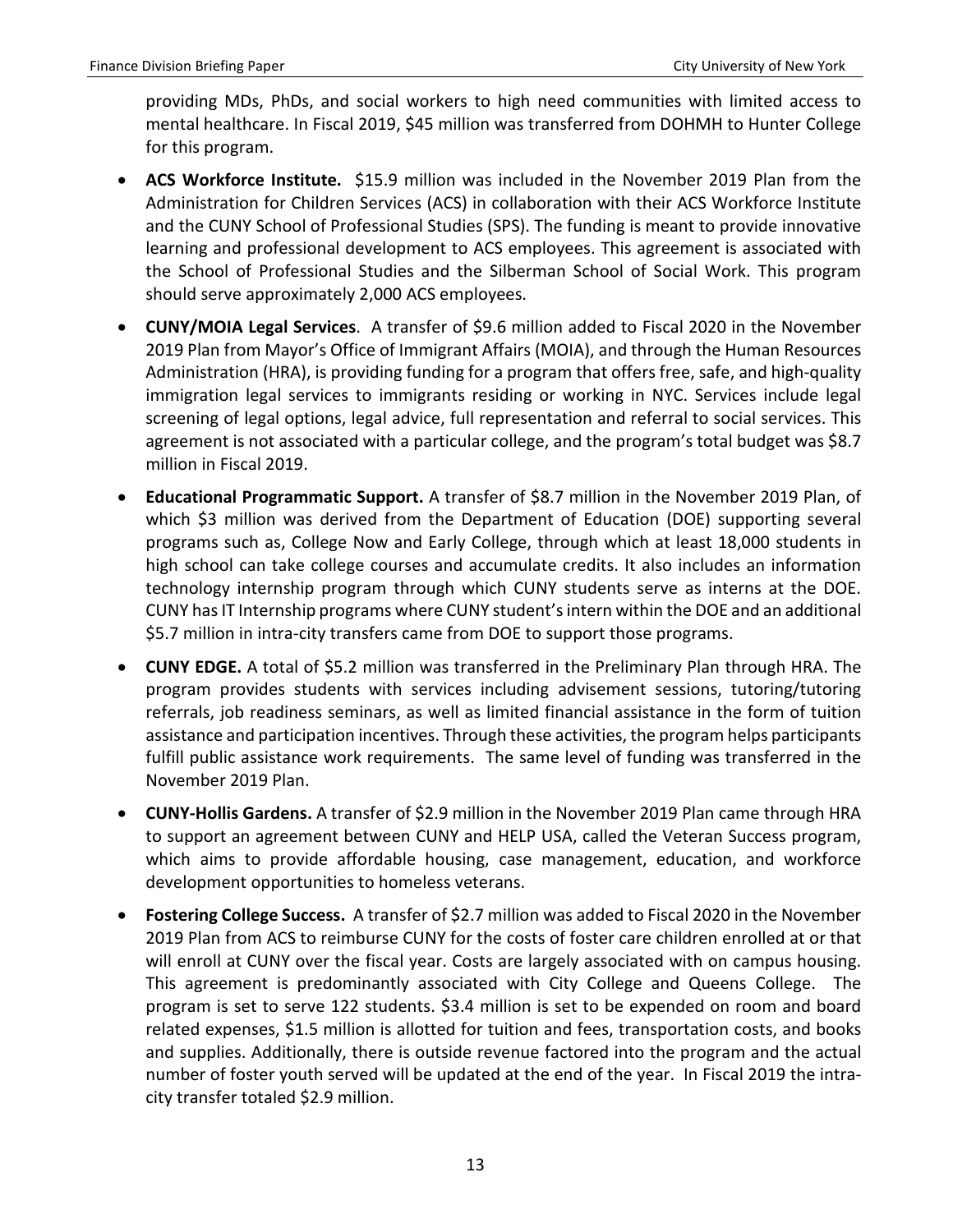providing MDs, PhDs, and social workers to high need communities with limited access to mental healthcare. In Fiscal 2019, $45 million was transferred from DOHMH to Hunter College for this program.

- **ACS Workforce Institute.** $15.9 million was included in the November 2019 Plan from the Administration for Children Services (ACS) in collaboration with their ACS Workforce Institute and the CUNY School of Professional Studies (SPS). The funding is meant to provide innovative learning and professional development to ACS employees. This agreement is associated with the School of Professional Studies and the Silberman School of Social Work. This program should serve approximately 2,000 ACS employees.

- **CUNY/MOIA Legal Services**. A transfer of $9.6 million added to Fiscal 2020 in the November 2019 Plan from Mayor's Office of Immigrant Affairs (MOIA), and through the Human Resources Administration (HRA), is providing funding for a program that offers free, safe, and high-quality immigration legal services to immigrants residing or working in NYC. Services include legal screening of legal options, legal advice, full representation and referral to social services. This agreement is not associated with a particular college, and the program's total budget was $8.7 million in Fiscal 2019.

- **Educational Programmatic Support.** A transfer of $8.7 million in the November 2019 Plan, of which $3 million was derived from the Department of Education (DOE) supporting several programs such as, College Now and Early College, through which at least 18,000 students in high school can take college courses and accumulate credits. It also includes an information technology internship program through which CUNY students serve as interns at the DOE. CUNY has IT Internship programs where CUNY student's intern within the DOE and an additional $5.7 million in intra-city transfers came from DOE to support those programs.

- **CUNY EDGE.** A total of $5.2 million was transferred in the Preliminary Plan through HRA. The program provides students with services including advisement sessions, tutoring/tutoring referrals, job readiness seminars, as well as limited financial assistance in the form of tuition assistance and participation incentives. Through these activities, the program helps participants fulfill public assistance work requirements. The same level of funding was transferred in the November 2019 Plan.

- **CUNY-Hollis Gardens.** A transfer of $2.9 million in the November 2019 Plan came through HRA to support an agreement between CUNY and HELP USA, called the Veteran Success program, which aims to provide affordable housing, case management, education, and workforce development opportunities to homeless veterans.

- **Fostering College Success.** A transfer of $2.7 million was added to Fiscal 2020 in the November 2019 Plan from ACS to reimburse CUNY for the costs of foster care children enrolled at or that will enroll at CUNY over the fiscal year. Costs are largely associated with on campus housing. This agreement is predominantly associated with City College and Queens College. The program is set to serve 122 students. $3.4 million is set to be expended on room and board related expenses, $1.5 million is allotted for tuition and fees, transportation costs, and books and supplies. Additionally, there is outside revenue factored into the program and the actual number of foster youth served will be updated at the end of the year. In Fiscal 2019 the intra-city transfer totaled $2.9 million.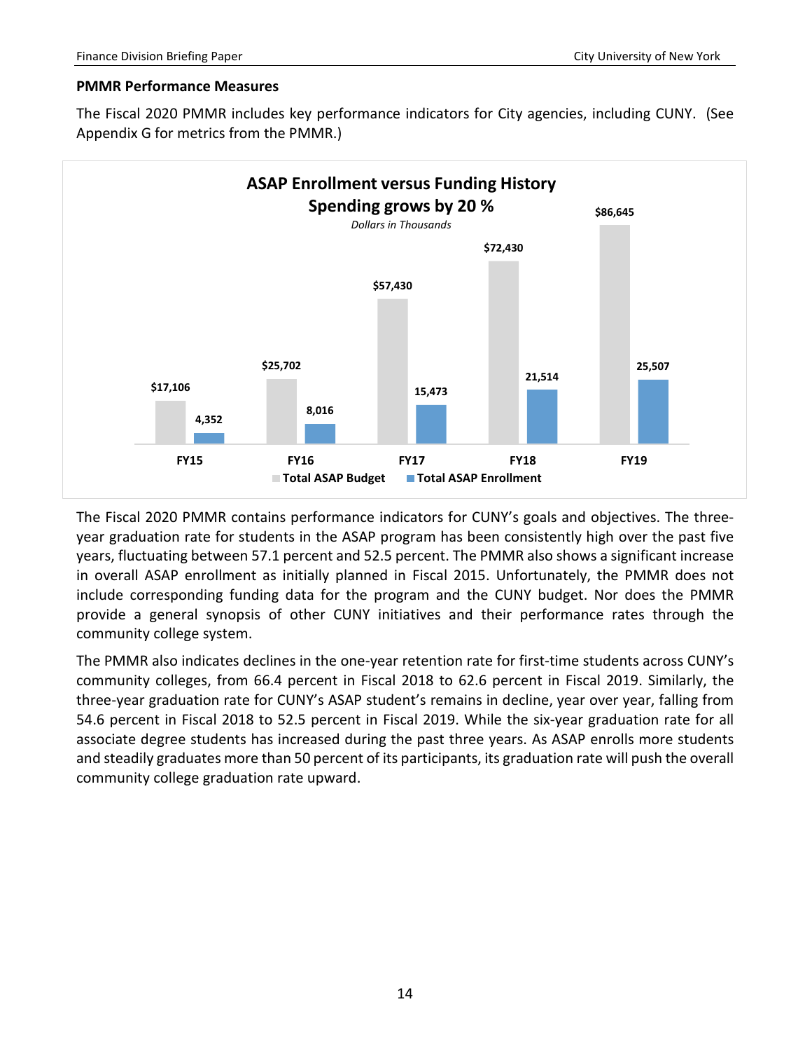**PMMR Performance Measures**

The Fiscal 2020 PMMR includes key performance indicators for City agencies, including CUNY. (See Appendix G for metrics from the PMMR.)

**ASAP Enrollment versus Funding History**
**Spending grows by 20 %**
*Dollars in Thousands*

$17,106
4,352
$25,702
8,016
$57,430
15,473
$72,430
21,514
$86,645
25,507

FY15
FY16
FY17
FY18
FY19

Total ASAP Budget
Total ASAP Enrollment

The Fiscal 2020 PMMR contains performance indicators for CUNY's goals and objectives. The three-year graduation rate for students in the ASAP program has been consistently high over the past five years, fluctuating between 57.1 percent and 52.5 percent. The PMMR also shows a significant increase in overall ASAP enrollment as initially planned in Fiscal 2015. Unfortunately, the PMMR does not include corresponding funding data for the program and the CUNY budget. Nor does the PMMR provide a general synopsis of other CUNY initiatives and their performance rates through the community college system.

The PMMR also indicates declines in the one-year retention rate for first-time students across CUNY's community colleges, from 66.4 percent in Fiscal 2018 to 62.6 percent in Fiscal 2019. Similarly, the three-year graduation rate for CUNY's ASAP student's remains in decline, year over year, falling from 54.6 percent in Fiscal 2018 to 52.5 percent in Fiscal 2019. While the six-year graduation rate for all associate degree students has increased during the past three years. As ASAP enrolls more students and steadily graduates more than 50 percent of its participants, its graduation rate will push the overall community college graduation rate upward.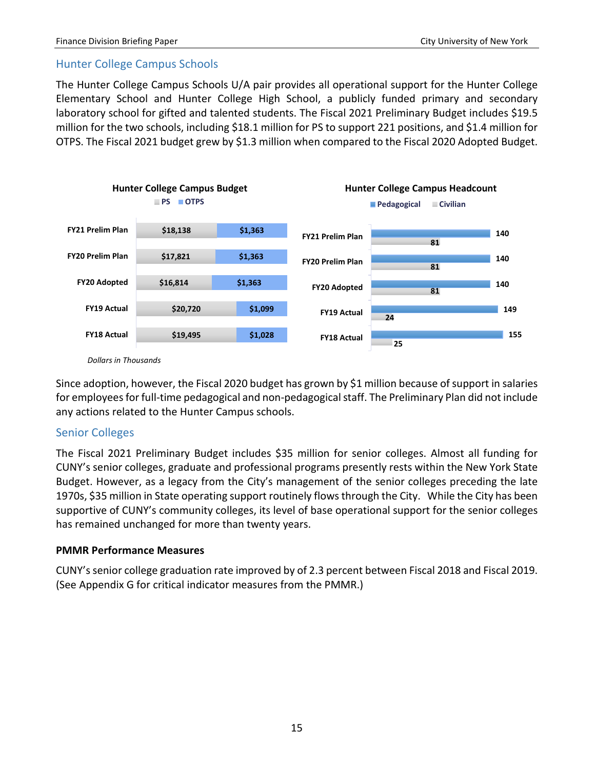## Hunter College Campus Schools

The Hunter College Campus Schools U/A pair provides all operational support for the Hunter College Elementary School and Hunter College High School, a publicly funded primary and secondary laboratory school for gifted and talented students. The Fiscal 2021 Preliminary Budget includes $19.5 million for the two schools, including $18.1 million for PS to support 221 positions, and $1.4 million for OTPS. The Fiscal 2021 budget grew by $1.3 million when compared to the Fiscal 2020 Adopted Budget.

**Hunter College Campus Budget**

PS OTPS

FY21 Prelim Plan $18,138 $1,363

FY20 Prelim Plan $17,821 $1,363

FY20 Adopted $16,814 $1,363

FY19 Actual $20,720 $1,099

FY18 Actual $19,495 $1,028

*Dollars in Thousands*

**Hunter College Campus Headcount**

Pedagogical Civilian

FY21 Prelim Plan 140 81

FY20 Prelim Plan 140 81

FY20 Adopted 140 81

FY19 Actual 149 24

FY18 Actual 155 25

Since adoption, however, the Fiscal 2020 budget has grown by $1 million because of support in salaries for employees for full-time pedagogical and non-pedagogical staff. The Preliminary Plan did not include any actions related to the Hunter Campus schools.

## Senior Colleges

The Fiscal 2021 Preliminary Budget includes $35 million for senior colleges. Almost all funding for CUNY's senior colleges, graduate and professional programs presently rests within the New York State Budget. However, as a legacy from the City's management of the senior colleges preceding the late 1970s, $35 million in State operating support routinely flows through the City. While the City has been supportive of CUNY's community colleges, its level of base operational support for the senior colleges has remained unchanged for more than twenty years.

### PMMR Performance Measures

CUNY's senior college graduation rate improved by of 2.3 percent between Fiscal 2018 and Fiscal 2019. (See Appendix G for critical indicator measures from the PMMR.)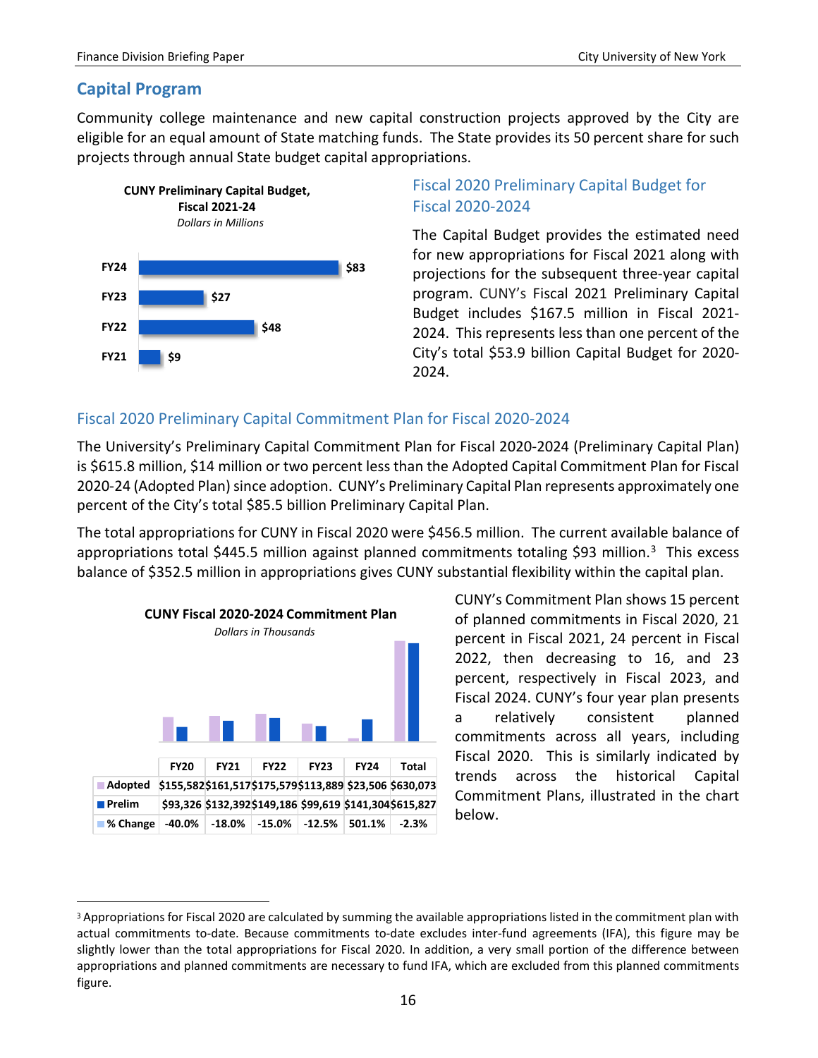## Capital Program

Community college maintenance and new capital construction projects approved by the City are eligible for an equal amount of State matching funds. The State provides its 50 percent share for such projects through annual State budget capital appropriations.

**CUNY Preliminary Capital Budget, Fiscal 2021-24**
*Dollars in Millions*

FY24 $83
FY23 $27
FY22 $48
FY21 $9

### Fiscal 2020 Preliminary Capital Budget for Fiscal 2020-2024

The Capital Budget provides the estimated need for new appropriations for Fiscal 2021 along with projections for the subsequent three-year capital program. CUNY's Fiscal 2021 Preliminary Capital Budget includes $167.5 million in Fiscal 2021-2024. This represents less than one percent of the City's total $53.9 billion Capital Budget for 2020-2024.

### Fiscal 2020 Preliminary Capital Commitment Plan for Fiscal 2020-2024

The University's Preliminary Capital Commitment Plan for Fiscal 2020-2024 (Preliminary Capital Plan) is $615.8 million, $14 million or two percent less than the Adopted Capital Commitment Plan for Fiscal 2020-24 (Adopted Plan) since adoption. CUNY's Preliminary Capital Plan represents approximately one percent of the City's total $85.5 billion Preliminary Capital Plan.

The total appropriations for CUNY in Fiscal 2020 were $456.5 million. The current available balance of appropriations total $445.5 million against planned commitments totaling $93 million.[3] This excess balance of $352.5 million in appropriations gives CUNY substantial flexibility within the capital plan.

**CUNY Fiscal 2020-2024 Commitment Plan**
*Dollars in Thousands*

| | FY20 | FY21 | FY22 | FY23 | FY24 | Total |
|---|---|---|---|---|---|---|
| Adopted | $155,582 | $161,517 | $175,579 | $113,889 | $23,506 | $630,073 |
| Prelim | $93,326 | $132,392 | $149,186 | $99,619 | $141,304 | $615,827 |
| % Change | -40.0% | -18.0% | -15.0% | -12.5% | 501.1% | -2.3% |

CUNY's Commitment Plan shows 15 percent of planned commitments in Fiscal 2020, 21 percent in Fiscal 2021, 24 percent in Fiscal 2022, then decreasing to 16, and 23 percent, respectively in Fiscal 2023, and Fiscal 2024. CUNY's four year plan presents a relatively consistent planned commitments across all years, including Fiscal 2020. This is similarly indicated by trends across the historical Capital Commitment Plans, illustrated in the chart below.

[3] Appropriations for Fiscal 2020 are calculated by summing the available appropriations listed in the commitment plan with actual commitments to-date. Because commitments to-date excludes inter-fund agreements (IFA), this figure may be slightly lower than the total appropriations for Fiscal 2020. In addition, a very small portion of the difference between appropriations and planned commitments are necessary to fund IFA, which are excluded from this planned commitments figure.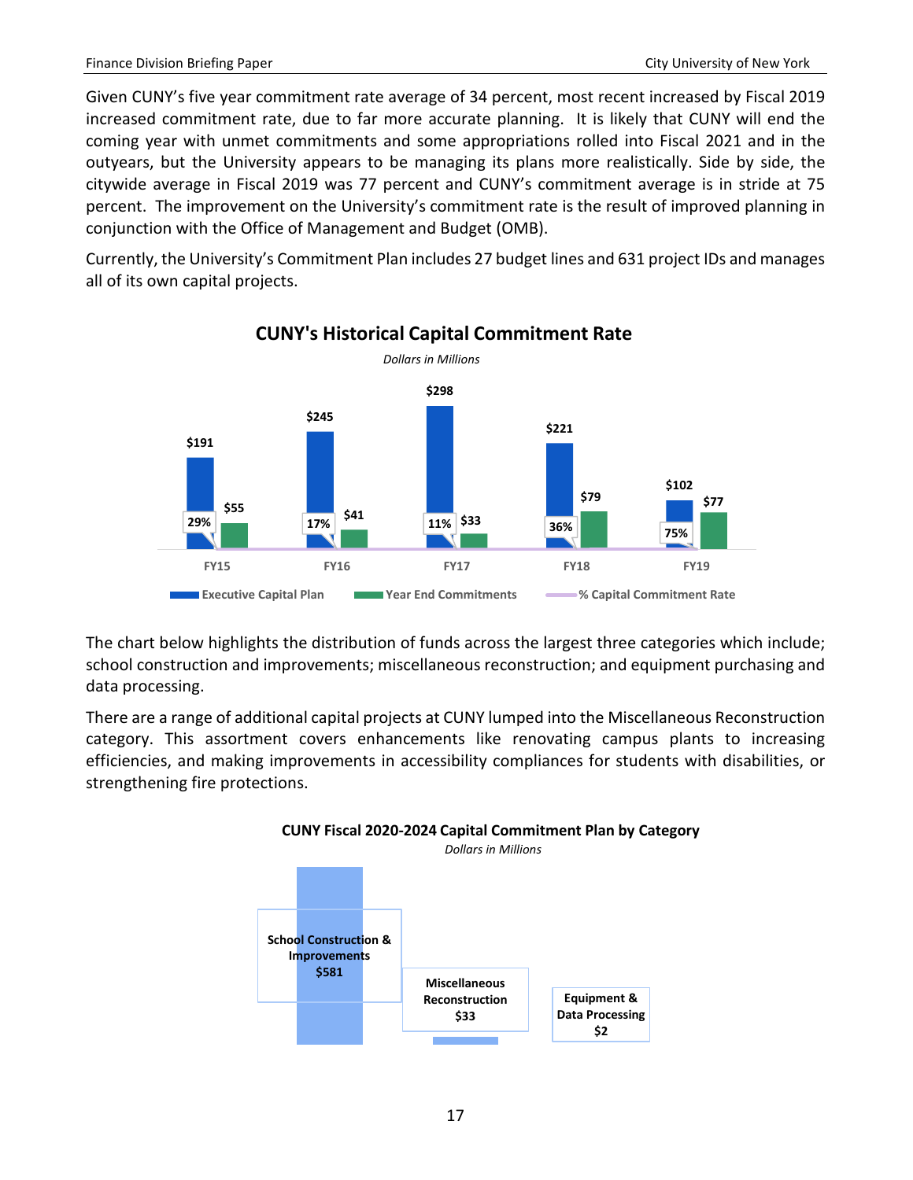Given CUNY's five year commitment rate average of 34 percent, most recent increased by Fiscal 2019 increased commitment rate, due to far more accurate planning. It is likely that CUNY will end the coming year with unmet commitments and some appropriations rolled into Fiscal 2021 and in the outyears, but the University appears to be managing its plans more realistically. Side by side, the citywide average in Fiscal 2019 was 77 percent and CUNY's commitment average is in stride at 75 percent. The improvement on the University's commitment rate is the result of improved planning in conjunction with the Office of Management and Budget (OMB).

Currently, the University's Commitment Plan includes 27 budget lines and 631 project IDs and manages all of its own capital projects.

**CUNY's Historical Capital Commitment Rate**

*Dollars in Millions*

$191
$55
29%
FY15

$245
$41
17%
FY16

$298
$33
11%
FY17

$221
$79
36%
FY18

$102
$77
75%
FY19

Executive Capital Plan
Year End Commitments
% Capital Commitment Rate

The chart below highlights the distribution of funds across the largest three categories which include; school construction and improvements; miscellaneous reconstruction; and equipment purchasing and data processing.

There are a range of additional capital projects at CUNY lumped into the Miscellaneous Reconstruction category. This assortment covers enhancements like renovating campus plants to increasing efficiencies, and making improvements in accessibility compliances for students with disabilities, or strengthening fire protections.

**CUNY Fiscal 2020-2024 Capital Commitment Plan by Category**

*Dollars in Millions*

School Construction & Improvements
$581

Miscellaneous Reconstruction
$33

Equipment & Data Processing
$2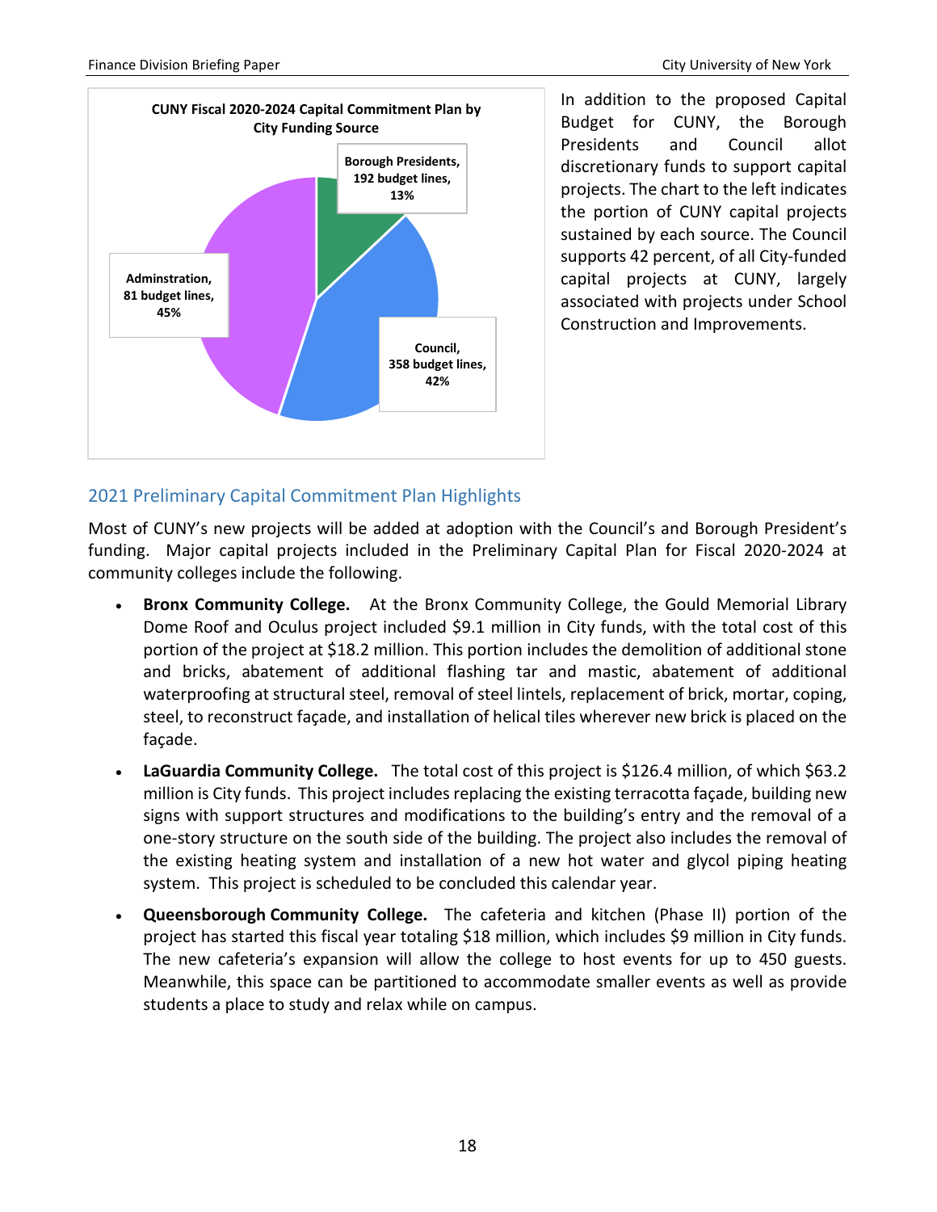CUNY Fiscal 2020-2024 Capital Commitment Plan by City Funding Source

Borough Presidents, 192 budget lines, 13%

Adminstration, 81 budget lines, 45%

Council, 358 budget lines, 42%

In addition to the proposed Capital Budget for CUNY, the Borough Presidents and Council allot discretionary funds to support capital projects. The chart to the left indicates the portion of CUNY capital projects sustained by each source. The Council supports 42 percent, of all City-funded capital projects at CUNY, largely associated with projects under School Construction and Improvements.

## 2021 Preliminary Capital Commitment Plan Highlights

Most of CUNY's new projects will be added at adoption with the Council's and Borough President's funding. Major capital projects included in the Preliminary Capital Plan for Fiscal 2020-2024 at community colleges include the following.

- **Bronx Community College.** At the Bronx Community College, the Gould Memorial Library Dome Roof and Oculus project included $9.1 million in City funds, with the total cost of this portion of the project at $18.2 million. This portion includes the demolition of additional stone and bricks, abatement of additional flashing tar and mastic, abatement of additional waterproofing at structural steel, removal of steel lintels, replacement of brick, mortar, coping, steel, to reconstruct façade, and installation of helical tiles wherever new brick is placed on the façade.
- **LaGuardia Community College.** The total cost of this project is $126.4 million, of which $63.2 million is City funds. This project includes replacing the existing terracotta façade, building new signs with support structures and modifications to the building's entry and the removal of a one-story structure on the south side of the building. The project also includes the removal of the existing heating system and installation of a new hot water and glycol piping heating system. This project is scheduled to be concluded this calendar year.
- **Queensborough Community College.** The cafeteria and kitchen (Phase II) portion of the project has started this fiscal year totaling $18 million, which includes $9 million in City funds. The new cafeteria's expansion will allow the college to host events for up to 450 guests. Meanwhile, this space can be partitioned to accommodate smaller events as well as provide students a place to study and relax while on campus.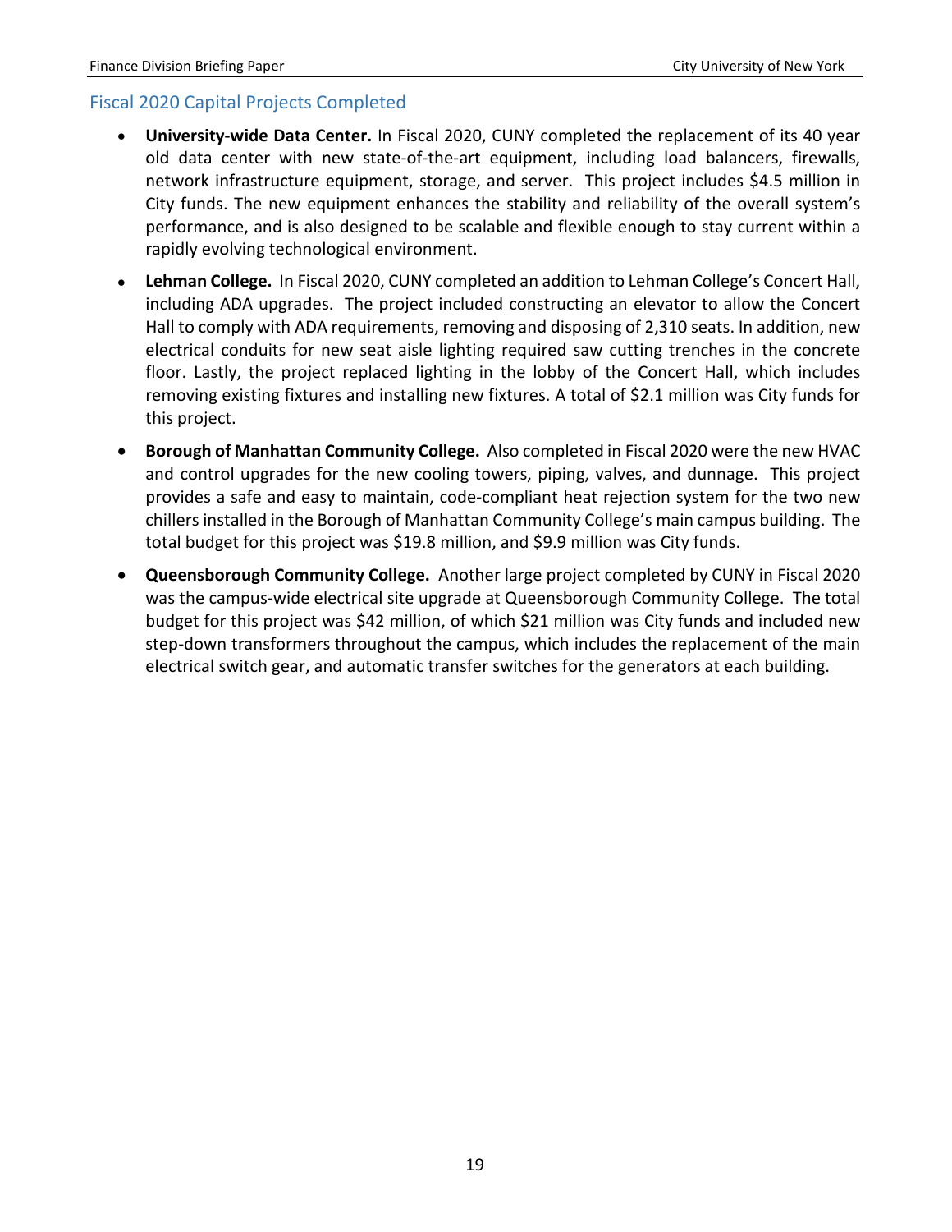## Fiscal 2020 Capital Projects Completed

- **University-wide Data Center.** In Fiscal 2020, CUNY completed the replacement of its 40 year old data center with new state-of-the-art equipment, including load balancers, firewalls, network infrastructure equipment, storage, and server. This project includes $4.5 million in City funds. The new equipment enhances the stability and reliability of the overall system's performance, and is also designed to be scalable and flexible enough to stay current within a rapidly evolving technological environment.
- **Lehman College.** In Fiscal 2020, CUNY completed an addition to Lehman College's Concert Hall, including ADA upgrades. The project included constructing an elevator to allow the Concert Hall to comply with ADA requirements, removing and disposing of 2,310 seats. In addition, new electrical conduits for new seat aisle lighting required saw cutting trenches in the concrete floor. Lastly, the project replaced lighting in the lobby of the Concert Hall, which includes removing existing fixtures and installing new fixtures. A total of $2.1 million was City funds for this project.
- **Borough of Manhattan Community College.** Also completed in Fiscal 2020 were the new HVAC and control upgrades for the new cooling towers, piping, valves, and dunnage. This project provides a safe and easy to maintain, code-compliant heat rejection system for the two new chillers installed in the Borough of Manhattan Community College's main campus building. The total budget for this project was $19.8 million, and $9.9 million was City funds.
- **Queensborough Community College.** Another large project completed by CUNY in Fiscal 2020 was the campus-wide electrical site upgrade at Queensborough Community College. The total budget for this project was $42 million, of which $21 million was City funds and included new step-down transformers throughout the campus, which includes the replacement of the main electrical switch gear, and automatic transfer switches for the generators at each building.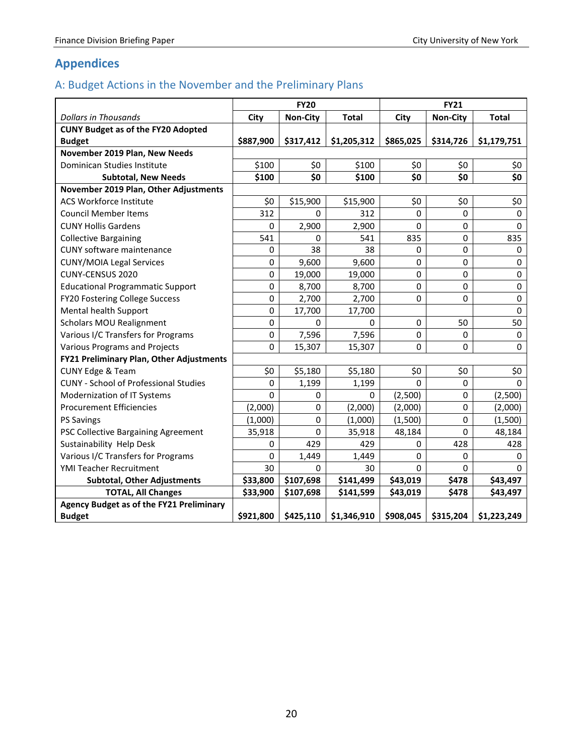# Appendices

## A: Budget Actions in the November and the Preliminary Plans

| | FY20 | | | FY21 | | |
|---|---|---|---|---|---|---|
| *Dollars in Thousands* | City | Non-City | Total | City | Non-City | Total |
| **CUNY Budget as of the FY20 Adopted Budget** | **$887,900** | **$317,412** | **$1,205,312** | **$865,025** | **$314,726** | **$1,179,751** |
| **November 2019 Plan, New Needs** | | | | | | |
| Dominican Studies Institute | $100 | $0 | $100 | $0 | $0 | $0 |
| **Subtotal, New Needs** | **$100** | **$0** | **$100** | **$0** | **$0** | **$0** |
| **November 2019 Plan, Other Adjustments** | | | | | | |
| ACS Workforce Institute | $0 | $15,900 | $15,900 | $0 | $0 | $0 |
| Council Member Items | 312 | 0 | 312 | 0 | 0 | 0 |
| CUNY Hollis Gardens | 0 | 2,900 | 2,900 | 0 | 0 | 0 |
| Collective Bargaining | 541 | 0 | 541 | 835 | 0 | 835 |
| CUNY software maintenance | 0 | 38 | 38 | 0 | 0 | 0 |
| CUNY/MOIA Legal Services | 0 | 9,600 | 9,600 | 0 | 0 | 0 |
| CUNY-CENSUS 2020 | 0 | 19,000 | 19,000 | 0 | 0 | 0 |
| Educational Programmatic Support | 0 | 8,700 | 8,700 | 0 | 0 | 0 |
| FY20 Fostering College Success | 0 | 2,700 | 2,700 | 0 | 0 | 0 |
| Mental health Support | 0 | 17,700 | 17,700 | | | 0 |
| Scholars MOU Realignment | 0 | 0 | 0 | 0 | 50 | 50 |
| Various I/C Transfers for Programs | 0 | 7,596 | 7,596 | 0 | 0 | 0 |
| Various Programs and Projects | 0 | 15,307 | 15,307 | 0 | 0 | 0 |
| **FY21 Preliminary Plan, Other Adjustments** | | | | | | |
| CUNY Edge & Team | $0 | $5,180 | $5,180 | $0 | $0 | $0 |
| CUNY - School of Professional Studies | 0 | 1,199 | 1,199 | 0 | 0 | 0 |
| Modernization of IT Systems | 0 | 0 | 0 | (2,500) | 0 | (2,500) |
| Procurement Efficiencies | (2,000) | 0 | (2,000) | (2,000) | 0 | (2,000) |
| PS Savings | (1,000) | 0 | (1,000) | (1,500) | 0 | (1,500) |
| PSC Collective Bargaining Agreement | 35,918 | 0 | 35,918 | 48,184 | 0 | 48,184 |
| Sustainability Help Desk | 0 | 429 | 429 | 0 | 428 | 428 |
| Various I/C Transfers for Programs | 0 | 1,449 | 1,449 | 0 | 0 | 0 |
| YMI Teacher Recruitment | 30 | 0 | 30 | 0 | 0 | 0 |
| **Subtotal, Other Adjustments** | **$33,800** | **$107,698** | **$141,499** | **$43,019** | **$478** | **$43,497** |
| **TOTAL, All Changes** | **$33,900** | **$107,698** | **$141,599** | **$43,019** | **$478** | **$43,497** |
| **Agency Budget as of the FY21 Preliminary Budget** | **$921,800** | **$425,110** | **$1,346,910** | **$908,045** | **$315,204** | **$1,223,249** |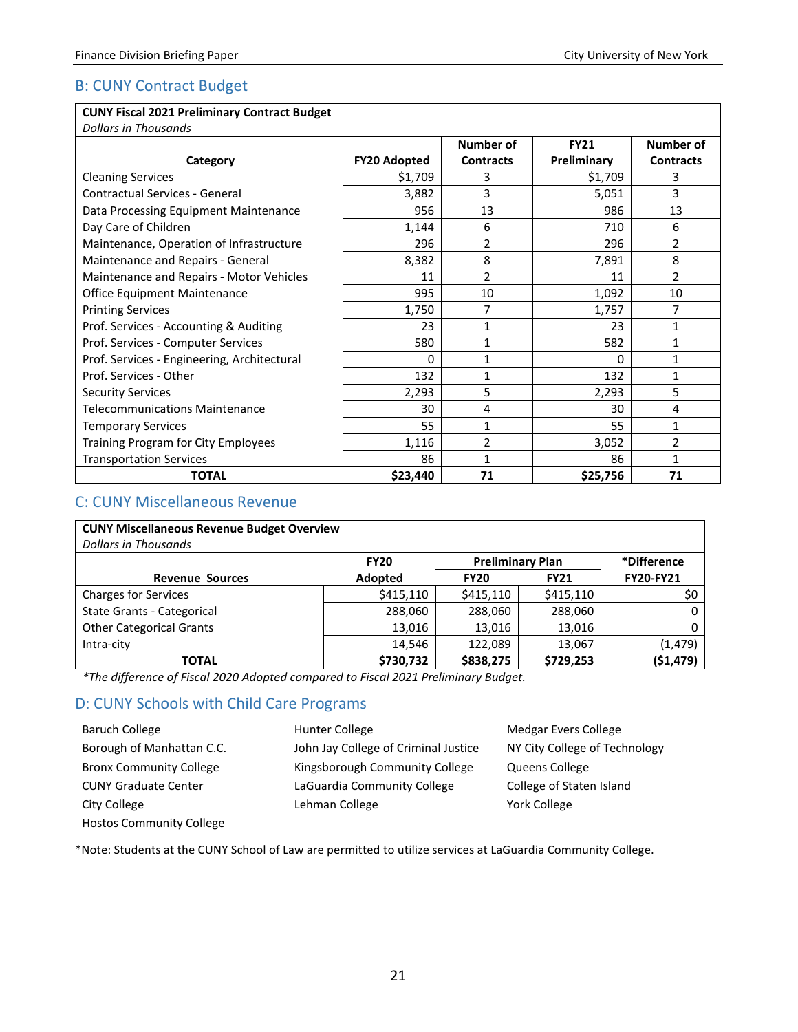## B: CUNY Contract Budget

| CUNY Fiscal 2021 Preliminary Contract Budget *Dollars in Thousands* | | | | |
|---|---|---|---|---|
| **Category** | **FY20 Adopted** | **Number of Contracts** | **FY21 Preliminary** | **Number of Contracts** |
| Cleaning Services | $1,709 | 3 | $1,709 | 3 |
| Contractual Services - General | 3,882 | 3 | 5,051 | 3 |
| Data Processing Equipment Maintenance | 956 | 13 | 986 | 13 |
| Day Care of Children | 1,144 | 6 | 710 | 6 |
| Maintenance, Operation of Infrastructure | 296 | 2 | 296 | 2 |
| Maintenance and Repairs - General | 8,382 | 8 | 7,891 | 8 |
| Maintenance and Repairs - Motor Vehicles | 11 | 2 | 11 | 2 |
| Office Equipment Maintenance | 995 | 10 | 1,092 | 10 |
| Printing Services | 1,750 | 7 | 1,757 | 7 |
| Prof. Services - Accounting & Auditing | 23 | 1 | 23 | 1 |
| Prof. Services - Computer Services | 580 | 1 | 582 | 1 |
| Prof. Services - Engineering, Architectural | 0 | 1 | 0 | 1 |
| Prof. Services - Other | 132 | 1 | 132 | 1 |
| Security Services | 2,293 | 5 | 2,293 | 5 |
| Telecommunications Maintenance | 30 | 4 | 30 | 4 |
| Temporary Services | 55 | 1 | 55 | 1 |
| Training Program for City Employees | 1,116 | 2 | 3,052 | 2 |
| Transportation Services | 86 | 1 | 86 | 1 |
| **TOTAL** | **$23,440** | **71** | **$25,756** | **71** |

## C: CUNY Miscellaneous Revenue

| CUNY Miscellaneous Revenue Budget Overview *Dollars in Thousands* | | | | |
|---|---|---|---|---|
| | **FY20** | **Preliminary Plan** | | ***Difference** |
| **Revenue Sources** | **Adopted** | **FY20** | **FY21** | **FY20-FY21** |
| Charges for Services | $415,110 | $415,110 | $415,110 | $0 |
| State Grants - Categorical | 288,060 | 288,060 | 288,060 | 0 |
| Other Categorical Grants | 13,016 | 13,016 | 13,016 | 0 |
| Intra-city | 14,546 | 122,089 | 13,067 | (1,479) |
| **TOTAL** | **$730,732** | **$838,275** | **$729,253** | **($1,479)** |

*\*The difference of Fiscal 2020 Adopted compared to Fiscal 2021 Preliminary Budget.*

## D: CUNY Schools with Child Care Programs

- Baruch College
- Borough of Manhattan C.C.
- Bronx Community College
- CUNY Graduate Center
- City College
- Hostos Community College
- Hunter College
- John Jay College of Criminal Justice
- Kingsborough Community College
- LaGuardia Community College
- Lehman College
- Medgar Evers College
- NY City College of Technology
- Queens College
- College of Staten Island
- York College

*Note: Students at the CUNY School of Law are permitted to utilize services at LaGuardia Community College.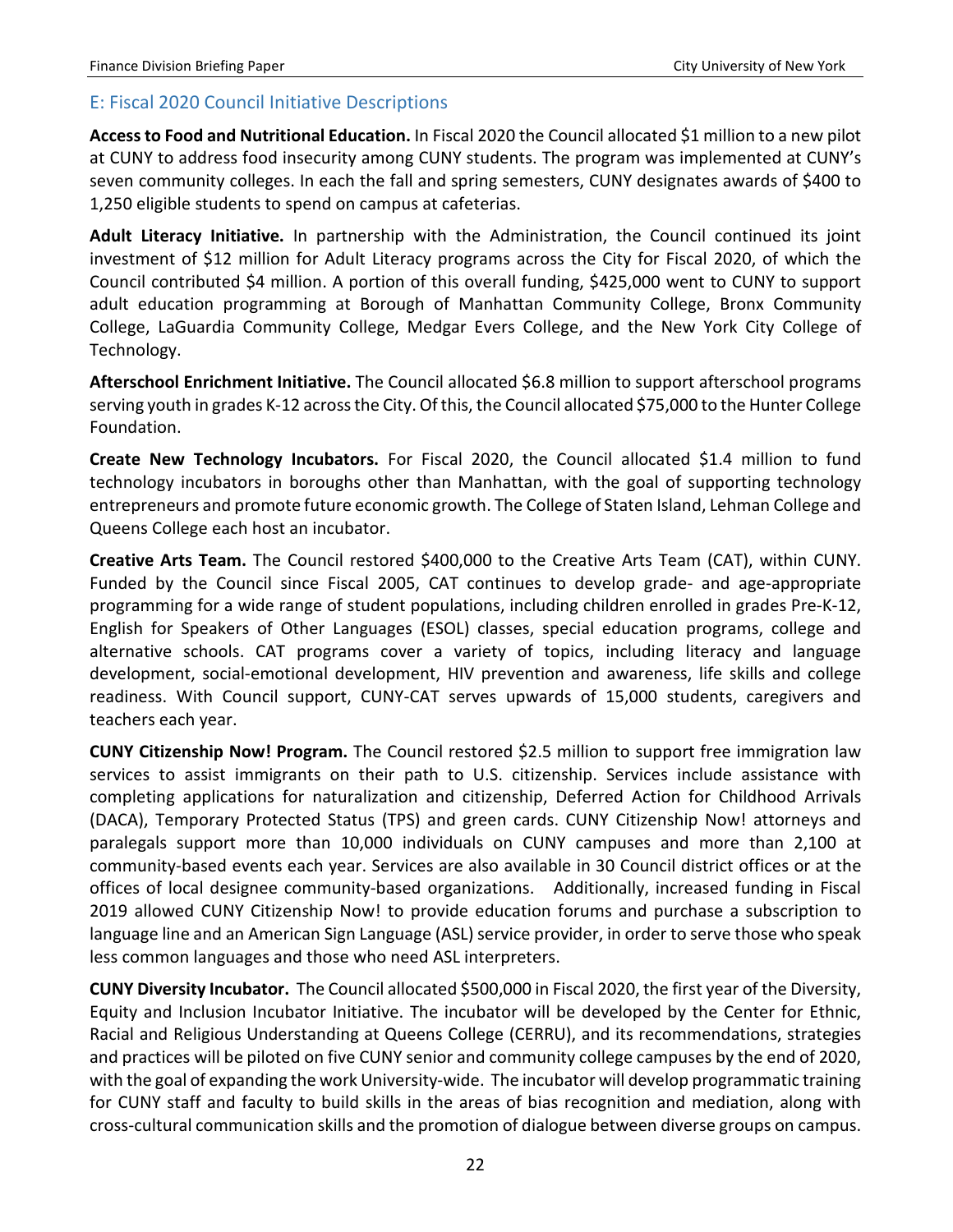## E: Fiscal 2020 Council Initiative Descriptions

**Access to Food and Nutritional Education.** In Fiscal 2020 the Council allocated $1 million to a new pilot at CUNY to address food insecurity among CUNY students. The program was implemented at CUNY's seven community colleges. In each the fall and spring semesters, CUNY designates awards of $400 to 1,250 eligible students to spend on campus at cafeterias.

**Adult Literacy Initiative.** In partnership with the Administration, the Council continued its joint investment of $12 million for Adult Literacy programs across the City for Fiscal 2020, of which the Council contributed $4 million. A portion of this overall funding, $425,000 went to CUNY to support adult education programming at Borough of Manhattan Community College, Bronx Community College, LaGuardia Community College, Medgar Evers College, and the New York City College of Technology.

**Afterschool Enrichment Initiative.** The Council allocated $6.8 million to support afterschool programs serving youth in grades K-12 across the City. Of this, the Council allocated $75,000 to the Hunter College Foundation.

**Create New Technology Incubators.** For Fiscal 2020, the Council allocated $1.4 million to fund technology incubators in boroughs other than Manhattan, with the goal of supporting technology entrepreneurs and promote future economic growth. The College of Staten Island, Lehman College and Queens College each host an incubator.

**Creative Arts Team.** The Council restored $400,000 to the Creative Arts Team (CAT), within CUNY. Funded by the Council since Fiscal 2005, CAT continues to develop grade- and age-appropriate programming for a wide range of student populations, including children enrolled in grades Pre-K-12, English for Speakers of Other Languages (ESOL) classes, special education programs, college and alternative schools. CAT programs cover a variety of topics, including literacy and language development, social-emotional development, HIV prevention and awareness, life skills and college readiness. With Council support, CUNY-CAT serves upwards of 15,000 students, caregivers and teachers each year.

**CUNY Citizenship Now! Program.** The Council restored $2.5 million to support free immigration law services to assist immigrants on their path to U.S. citizenship. Services include assistance with completing applications for naturalization and citizenship, Deferred Action for Childhood Arrivals (DACA), Temporary Protected Status (TPS) and green cards. CUNY Citizenship Now! attorneys and paralegals support more than 10,000 individuals on CUNY campuses and more than 2,100 at community-based events each year. Services are also available in 30 Council district offices or at the offices of local designee community-based organizations. Additionally, increased funding in Fiscal 2019 allowed CUNY Citizenship Now! to provide education forums and purchase a subscription to language line and an American Sign Language (ASL) service provider, in order to serve those who speak less common languages and those who need ASL interpreters.

**CUNY Diversity Incubator.** The Council allocated $500,000 in Fiscal 2020, the first year of the Diversity, Equity and Inclusion Incubator Initiative. The incubator will be developed by the Center for Ethnic, Racial and Religious Understanding at Queens College (CERRU), and its recommendations, strategies and practices will be piloted on five CUNY senior and community college campuses by the end of 2020, with the goal of expanding the work University-wide. The incubator will develop programmatic training for CUNY staff and faculty to build skills in the areas of bias recognition and mediation, along with cross-cultural communication skills and the promotion of dialogue between diverse groups on campus.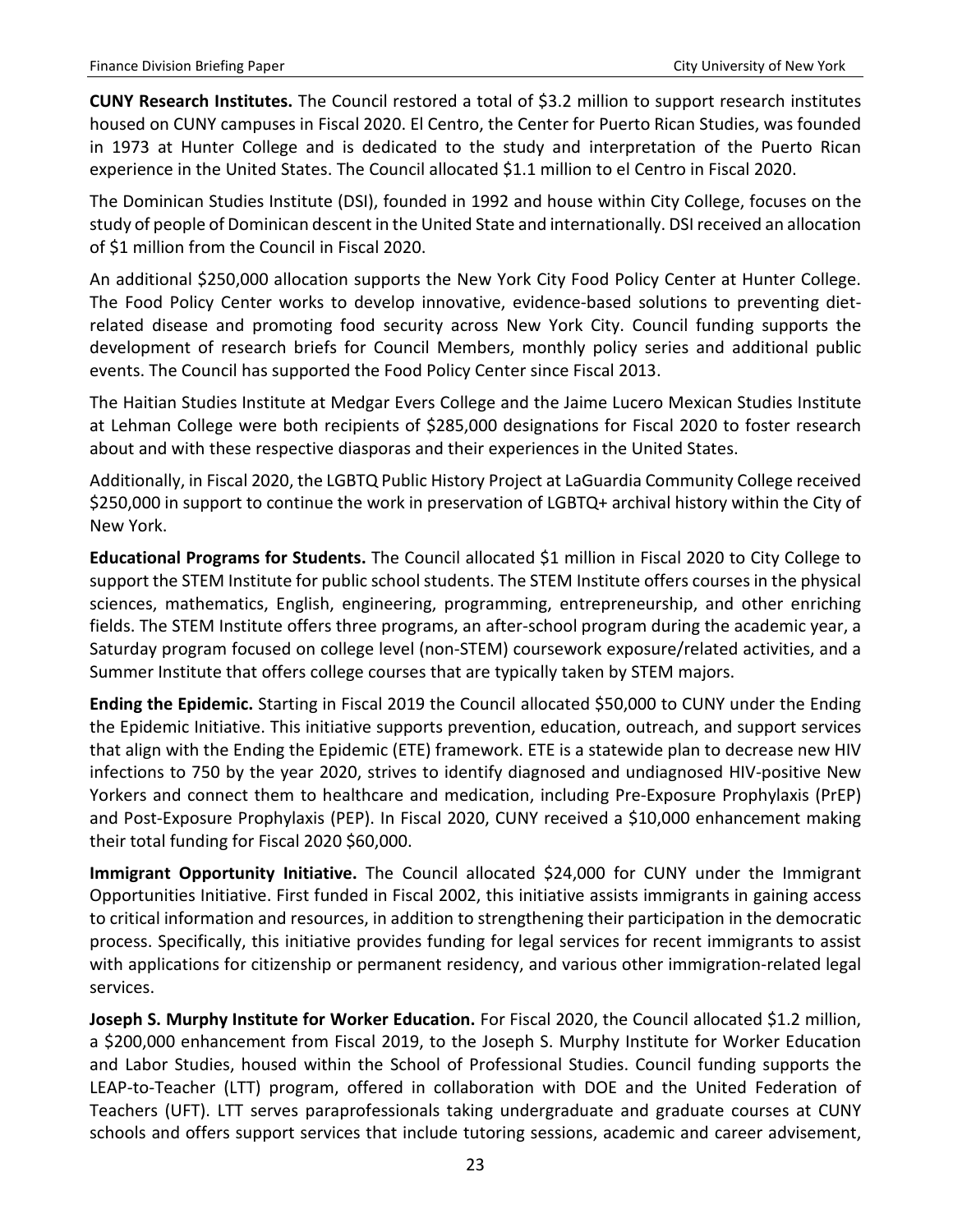**CUNY Research Institutes.** The Council restored a total of $3.2 million to support research institutes housed on CUNY campuses in Fiscal 2020. El Centro, the Center for Puerto Rican Studies, was founded in 1973 at Hunter College and is dedicated to the study and interpretation of the Puerto Rican experience in the United States. The Council allocated $1.1 million to el Centro in Fiscal 2020.

The Dominican Studies Institute (DSI), founded in 1992 and house within City College, focuses on the study of people of Dominican descent in the United State and internationally. DSI received an allocation of $1 million from the Council in Fiscal 2020.

An additional $250,000 allocation supports the New York City Food Policy Center at Hunter College. The Food Policy Center works to develop innovative, evidence-based solutions to preventing diet-related disease and promoting food security across New York City. Council funding supports the development of research briefs for Council Members, monthly policy series and additional public events. The Council has supported the Food Policy Center since Fiscal 2013.

The Haitian Studies Institute at Medgar Evers College and the Jaime Lucero Mexican Studies Institute at Lehman College were both recipients of $285,000 designations for Fiscal 2020 to foster research about and with these respective diasporas and their experiences in the United States.

Additionally, in Fiscal 2020, the LGBTQ Public History Project at LaGuardia Community College received $250,000 in support to continue the work in preservation of LGBTQ+ archival history within the City of New York.

**Educational Programs for Students.** The Council allocated $1 million in Fiscal 2020 to City College to support the STEM Institute for public school students. The STEM Institute offers courses in the physical sciences, mathematics, English, engineering, programming, entrepreneurship, and other enriching fields. The STEM Institute offers three programs, an after-school program during the academic year, a Saturday program focused on college level (non-STEM) coursework exposure/related activities, and a Summer Institute that offers college courses that are typically taken by STEM majors.

**Ending the Epidemic.** Starting in Fiscal 2019 the Council allocated $50,000 to CUNY under the Ending the Epidemic Initiative. This initiative supports prevention, education, outreach, and support services that align with the Ending the Epidemic (ETE) framework. ETE is a statewide plan to decrease new HIV infections to 750 by the year 2020, strives to identify diagnosed and undiagnosed HIV-positive New Yorkers and connect them to healthcare and medication, including Pre-Exposure Prophylaxis (PrEP) and Post-Exposure Prophylaxis (PEP). In Fiscal 2020, CUNY received a $10,000 enhancement making their total funding for Fiscal 2020 $60,000.

**Immigrant Opportunity Initiative.** The Council allocated $24,000 for CUNY under the Immigrant Opportunities Initiative. First funded in Fiscal 2002, this initiative assists immigrants in gaining access to critical information and resources, in addition to strengthening their participation in the democratic process. Specifically, this initiative provides funding for legal services for recent immigrants to assist with applications for citizenship or permanent residency, and various other immigration-related legal services.

**Joseph S. Murphy Institute for Worker Education.** For Fiscal 2020, the Council allocated $1.2 million, a $200,000 enhancement from Fiscal 2019, to the Joseph S. Murphy Institute for Worker Education and Labor Studies, housed within the School of Professional Studies. Council funding supports the LEAP-to-Teacher (LTT) program, offered in collaboration with DOE and the United Federation of Teachers (UFT). LTT serves paraprofessionals taking undergraduate and graduate courses at CUNY schools and offers support services that include tutoring sessions, academic and career advisement,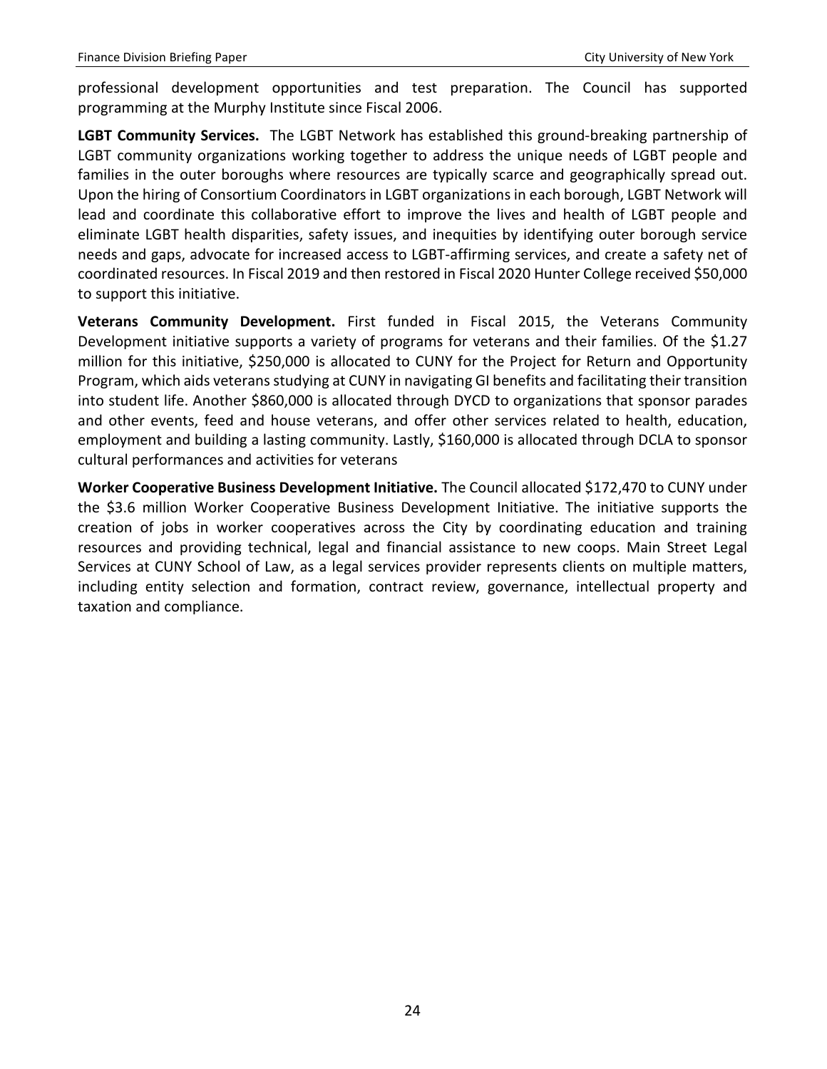professional development opportunities and test preparation. The Council has supported programming at the Murphy Institute since Fiscal 2006.

**LGBT Community Services.** The LGBT Network has established this ground-breaking partnership of LGBT community organizations working together to address the unique needs of LGBT people and families in the outer boroughs where resources are typically scarce and geographically spread out. Upon the hiring of Consortium Coordinators in LGBT organizations in each borough, LGBT Network will lead and coordinate this collaborative effort to improve the lives and health of LGBT people and eliminate LGBT health disparities, safety issues, and inequities by identifying outer borough service needs and gaps, advocate for increased access to LGBT-affirming services, and create a safety net of coordinated resources. In Fiscal 2019 and then restored in Fiscal 2020 Hunter College received $50,000 to support this initiative.

**Veterans Community Development.** First funded in Fiscal 2015, the Veterans Community Development initiative supports a variety of programs for veterans and their families. Of the $1.27 million for this initiative, $250,000 is allocated to CUNY for the Project for Return and Opportunity Program, which aids veterans studying at CUNY in navigating GI benefits and facilitating their transition into student life. Another $860,000 is allocated through DYCD to organizations that sponsor parades and other events, feed and house veterans, and offer other services related to health, education, employment and building a lasting community. Lastly, $160,000 is allocated through DCLA to sponsor cultural performances and activities for veterans

**Worker Cooperative Business Development Initiative.** The Council allocated $172,470 to CUNY under the $3.6 million Worker Cooperative Business Development Initiative. The initiative supports the creation of jobs in worker cooperatives across the City by coordinating education and training resources and providing technical, legal and financial assistance to new coops. Main Street Legal Services at CUNY School of Law, as a legal services provider represents clients on multiple matters, including entity selection and formation, contract review, governance, intellectual property and taxation and compliance.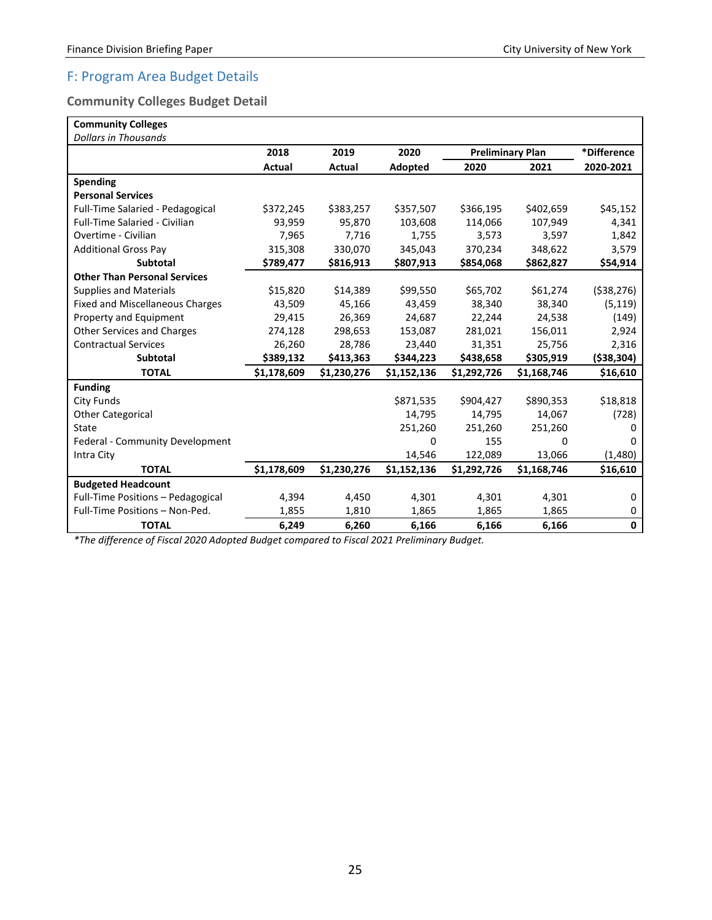## F: Program Area Budget Details

### Community Colleges Budget Detail

| **Community Colleges** *Dollars in Thousands* | 2018 Actual | 2019 Actual | 2020 Adopted | Preliminary Plan 2020 | Preliminary Plan 2021 | *Difference 2020-2021 |
|---|---|---|---|---|---|---|
| **Spending** | | | | | | |
| **Personal Services** | | | | | | |
| Full-Time Salaried - Pedagogical | $372,245 | $383,257 | $357,507 | $366,195 | $402,659 | $45,152 |
| Full-Time Salaried - Civilian | 93,959 | 95,870 | 103,608 | 114,066 | 107,949 | 4,341 |
| Overtime - Civilian | 7,965 | 7,716 | 1,755 | 3,573 | 3,597 | 1,842 |
| Additional Gross Pay | 315,308 | 330,070 | 345,043 | 370,234 | 348,622 | 3,579 |
| **Subtotal** | **$789,477** | **$816,913** | **$807,913** | **$854,068** | **$862,827** | **$54,914** |
| **Other Than Personal Services** | | | | | | |
| Supplies and Materials | $15,820 | $14,389 | $99,550 | $65,702 | $61,274 | ($38,276) |
| Fixed and Miscellaneous Charges | 43,509 | 45,166 | 43,459 | 38,340 | 38,340 | (5,119) |
| Property and Equipment | 29,415 | 26,369 | 24,687 | 22,244 | 24,538 | (149) |
| Other Services and Charges | 274,128 | 298,653 | 153,087 | 281,021 | 156,011 | 2,924 |
| Contractual Services | 26,260 | 28,786 | 23,440 | 31,351 | 25,756 | 2,316 |
| **Subtotal** | **$389,132** | **$413,363** | **$344,223** | **$438,658** | **$305,919** | **($38,304)** |
| **TOTAL** | **$1,178,609** | **$1,230,276** | **$1,152,136** | **$1,292,726** | **$1,168,746** | **$16,610** |
| **Funding** | | | | | | |
| City Funds | | | $871,535 | $904,427 | $890,353 | $18,818 |
| Other Categorical | | | 14,795 | 14,795 | 14,067 | (728) |
| State | | | 251,260 | 251,260 | 251,260 | 0 |
| Federal - Community Development | | | 0 | 155 | 0 | 0 |
| Intra City | | | 14,546 | 122,089 | 13,066 | (1,480) |
| **TOTAL** | **$1,178,609** | **$1,230,276** | **$1,152,136** | **$1,292,726** | **$1,168,746** | **$16,610** |
| **Budgeted Headcount** | | | | | | |
| Full-Time Positions – Pedagogical | 4,394 | 4,450 | 4,301 | 4,301 | 4,301 | 0 |
| Full-Time Positions – Non-Ped. | 1,855 | 1,810 | 1,865 | 1,865 | 1,865 | 0 |
| **TOTAL** | **6,249** | **6,260** | **6,166** | **6,166** | **6,166** | **0** |

*\*The difference of Fiscal 2020 Adopted Budget compared to Fiscal 2021 Preliminary Budget.*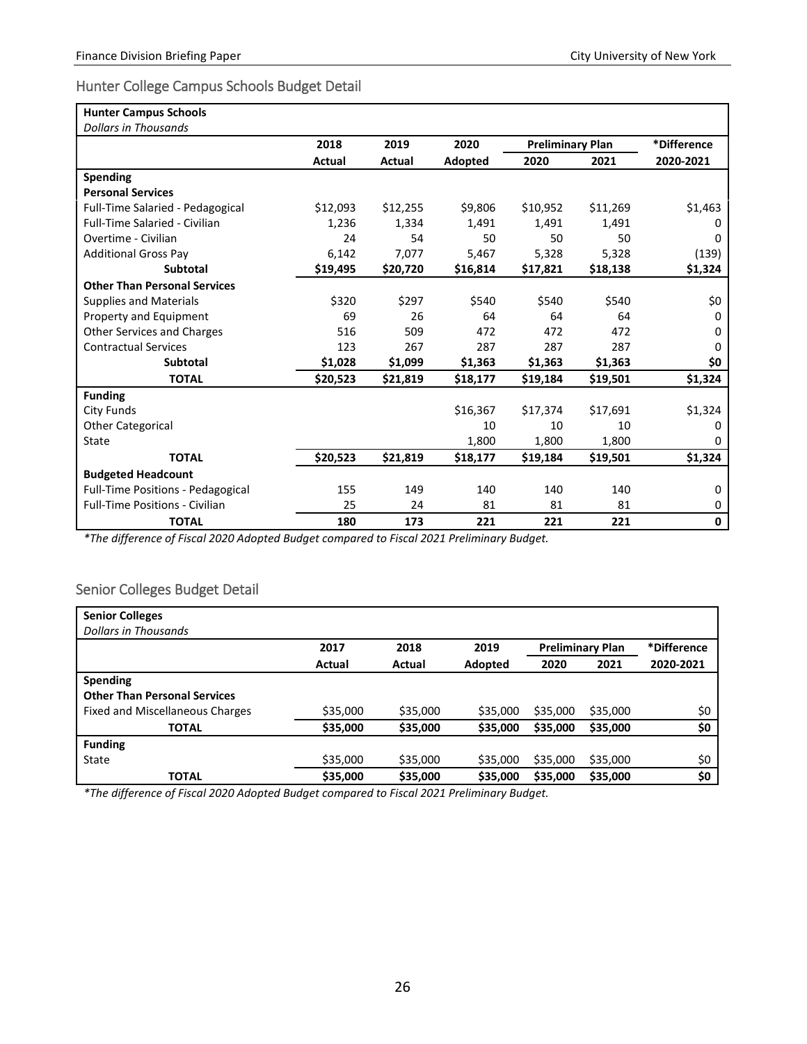## Hunter College Campus Schools Budget Detail

| **Hunter Campus Schools** | | | | | | |
|---|---|---|---|---|---|---|
| *Dollars in Thousands* | | | | | | |
| | **2018** | **2019** | **2020** | **Preliminary Plan** | | **\*Difference** |
| | **Actual** | **Actual** | **Adopted** | **2020** | **2021** | **2020-2021** |
| **Spending** | | | | | | |
| **Personal Services** | | | | | | |
| Full-Time Salaried - Pedagogical | $12,093 | $12,255 | $9,806 | $10,952 | $11,269 | $1,463 |
| Full-Time Salaried - Civilian | 1,236 | 1,334 | 1,491 | 1,491 | 1,491 | 0 |
| Overtime - Civilian | 24 | 54 | 50 | 50 | 50 | 0 |
| Additional Gross Pay | 6,142 | 7,077 | 5,467 | 5,328 | 5,328 | (139) |
| **Subtotal** | **$19,495** | **$20,720** | **$16,814** | **$17,821** | **$18,138** | **$1,324** |
| **Other Than Personal Services** | | | | | | |
| Supplies and Materials | $320 | $297 | $540 | $540 | $540 | $0 |
| Property and Equipment | 69 | 26 | 64 | 64 | 64 | 0 |
| Other Services and Charges | 516 | 509 | 472 | 472 | 472 | 0 |
| Contractual Services | 123 | 267 | 287 | 287 | 287 | 0 |
| **Subtotal** | **$1,028** | **$1,099** | **$1,363** | **$1,363** | **$1,363** | **$0** |
| **TOTAL** | **$20,523** | **$21,819** | **$18,177** | **$19,184** | **$19,501** | **$1,324** |
| **Funding** | | | | | | |
| City Funds | | | $16,367 | $17,374 | $17,691 | $1,324 |
| Other Categorical | | | 10 | 10 | 10 | 0 |
| State | | | 1,800 | 1,800 | 1,800 | 0 |
| **TOTAL** | **$20,523** | **$21,819** | **$18,177** | **$19,184** | **$19,501** | **$1,324** |
| **Budgeted Headcount** | | | | | | |
| Full-Time Positions - Pedagogical | 155 | 149 | 140 | 140 | 140 | 0 |
| Full-Time Positions - Civilian | 25 | 24 | 81 | 81 | 81 | 0 |
| **TOTAL** | **180** | **173** | **221** | **221** | **221** | **0** |

*\*The difference of Fiscal 2020 Adopted Budget compared to Fiscal 2021 Preliminary Budget.*

## Senior Colleges Budget Detail

| **Senior Colleges** | | | | | | |
|---|---|---|---|---|---|---|
| *Dollars in Thousands* | | | | | | |
| | **2017** | **2018** | **2019** | **Preliminary Plan** | | **\*Difference** |
| | **Actual** | **Actual** | **Adopted** | **2020** | **2021** | **2020-2021** |
| **Spending** | | | | | | |
| **Other Than Personal Services** | | | | | | |
| Fixed and Miscellaneous Charges | $35,000 | $35,000 | $35,000 | $35,000 | $35,000 | $0 |
| **TOTAL** | **$35,000** | **$35,000** | **$35,000** | **$35,000** | **$35,000** | **$0** |
| **Funding** | | | | | | |
| State | $35,000 | $35,000 | $35,000 | $35,000 | $35,000 | $0 |
| **TOTAL** | **$35,000** | **$35,000** | **$35,000** | **$35,000** | **$35,000** | **$0** |

*\*The difference of Fiscal 2020 Adopted Budget compared to Fiscal 2021 Preliminary Budget.*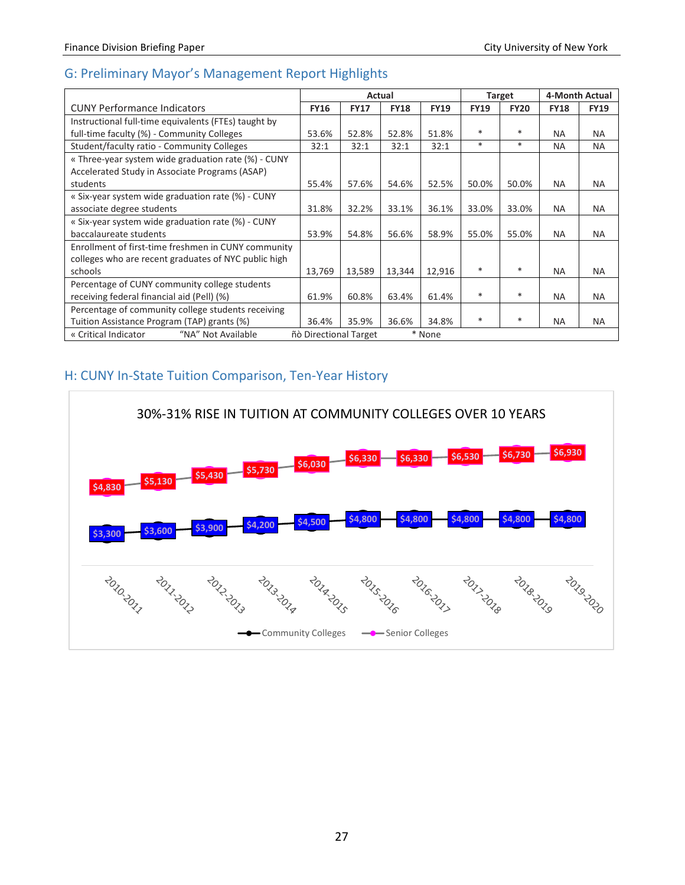## G: Preliminary Mayor's Management Report Highlights

| CUNY Performance Indicators | Actual | | | | Target | | 4-Month Actual | |
|---|---|---|---|---|---|---|---|---|
| | FY16 | FY17 | FY18 | FY19 | FY19 | FY20 | FY18 | FY19 |
| Instructional full-time equivalents (FTEs) taught by full-time faculty (%) - Community Colleges | 53.6% | 52.8% | 52.8% | 51.8% | * | * | NA | NA |
| Student/faculty ratio - Community Colleges | 32:1 | 32:1 | 32:1 | 32:1 | * | * | NA | NA |
| « Three-year system wide graduation rate (%) - CUNY Accelerated Study in Associate Programs (ASAP) students | 55.4% | 57.6% | 54.6% | 52.5% | 50.0% | 50.0% | NA | NA |
| « Six-year system wide graduation rate (%) - CUNY associate degree students | 31.8% | 32.2% | 33.1% | 36.1% | 33.0% | 33.0% | NA | NA |
| « Six-year system wide graduation rate (%) - CUNY baccalaureate students | 53.9% | 54.8% | 56.6% | 58.9% | 55.0% | 55.0% | NA | NA |
| Enrollment of first-time freshmen in CUNY community colleges who are recent graduates of NYC public high schools | 13,769 | 13,589 | 13,344 | 12,916 | * | * | NA | NA |
| Percentage of CUNY community college students receiving federal financial aid (Pell) (%) | 61.9% | 60.8% | 63.4% | 61.4% | * | * | NA | NA |
| Percentage of community college students receiving Tuition Assistance Program (TAP) grants (%) | 36.4% | 35.9% | 36.6% | 34.8% | * | * | NA | NA |

« Critical Indicator "NA" Not Available ñò Directional Target * None

## H: CUNY In-State Tuition Comparison, Ten-Year History

30%-31% RISE IN TUITION AT COMMUNITY COLLEGES OVER 10 YEARS

Senior Colleges: $4,830, $5,130, $5,430, $5,730, $6,030, $6,330, $6,330, $6,530, $6,730, $6,930

Community Colleges: $3,300, $3,600, $3,900, $4,200, $4,500, $4,800, $4,800, $4,800, $4,800, $4,800

2010-2011, 2011-2012, 2012-2013, 2013-2014, 2014-2015, 2015-2016, 2016-2017, 2017-2018, 2018-2019, 2019-2020

Community Colleges Senior Colleges